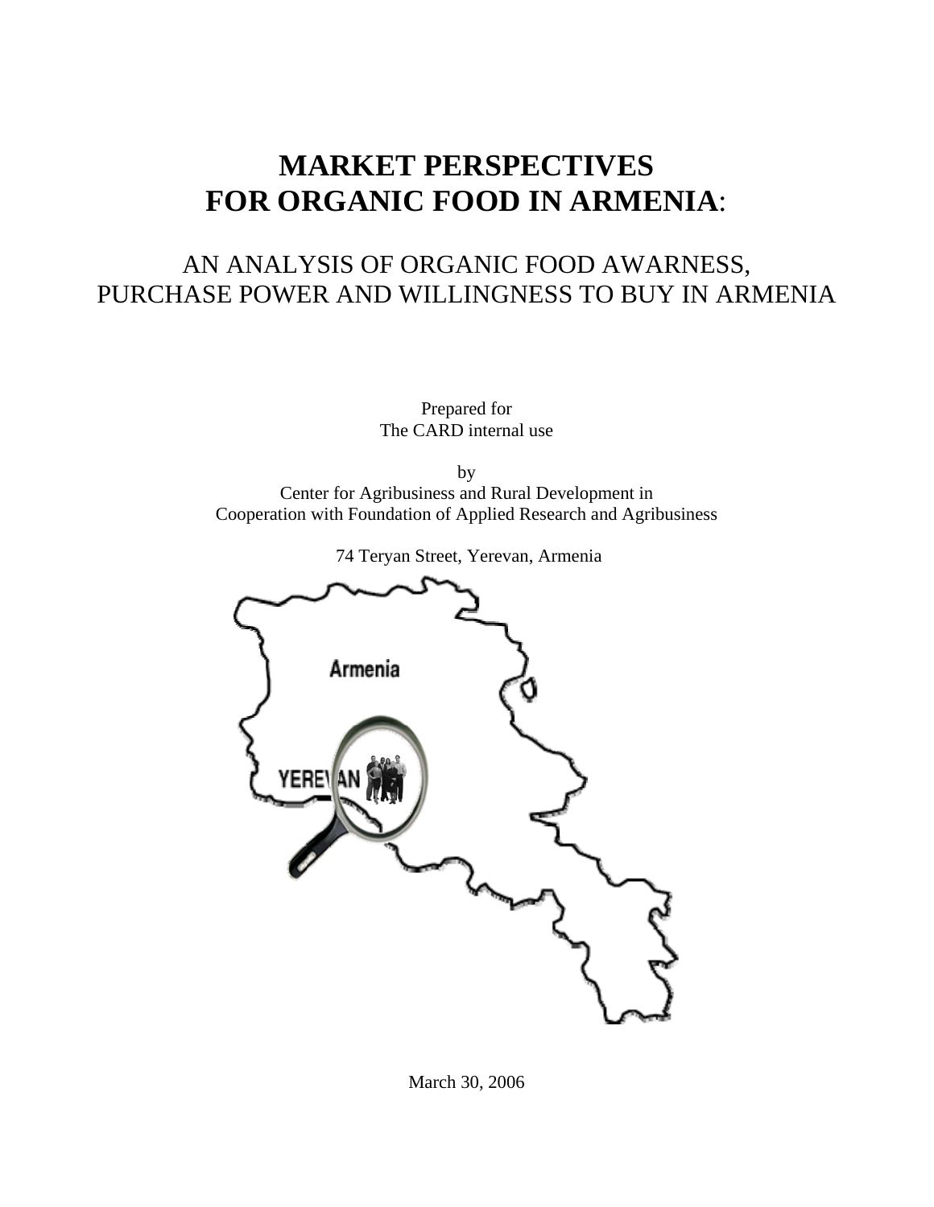# MARKET PERSPECTIVES FOR ORGANIC FOOD IN ARMENIA:

## AN ANALYSIS OF ORGANIC FOOD AWARNESS, PURCHASE POWER AND WILLINGNESS TO BUY IN ARMENIA

Prepared for
The CARD internal use

by
Center for Agribusiness and Rural Development in
Cooperation with Foundation of Applied Research and Agribusiness

74 Teryan Street, Yerevan, Armenia

March 30, 2006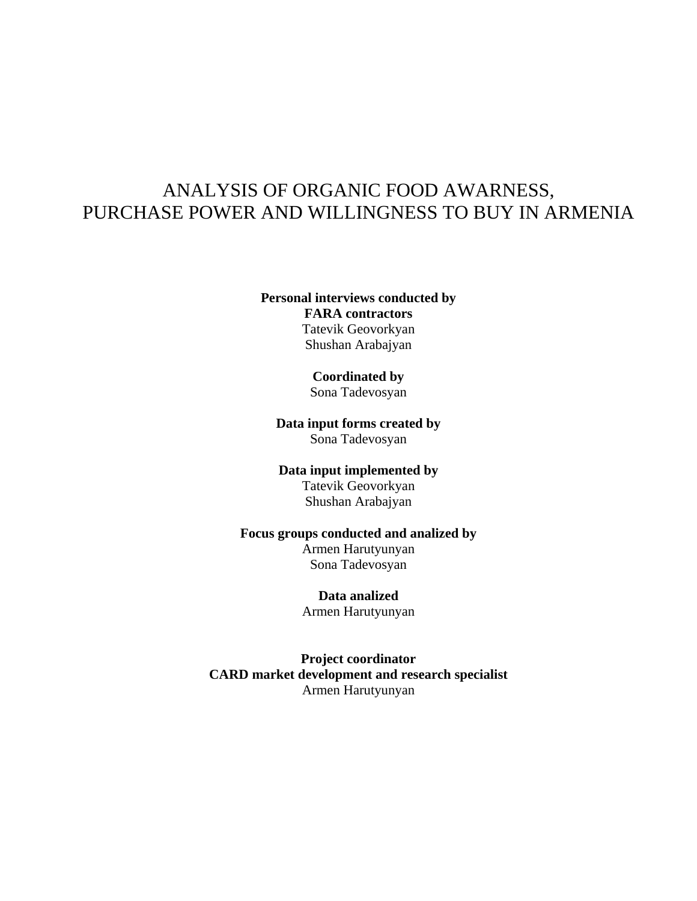# ANALYSIS OF ORGANIC FOOD AWARNESS, PURCHASE POWER AND WILLINGNESS TO BUY IN ARMENIA

**Personal interviews conducted by**
**FARA contractors**
Tatevik Geovorkyan
Shushan Arabajyan

**Coordinated by**
Sona Tadevosyan

**Data input forms created by**
Sona Tadevosyan

**Data input implemented by**
Tatevik Geovorkyan
Shushan Arabajyan

**Focus groups conducted and analized by**
Armen Harutyunyan
Sona Tadevosyan

**Data analized**
Armen Harutyunyan

**Project coordinator**
**CARD market development and research specialist**
Armen Harutyunyan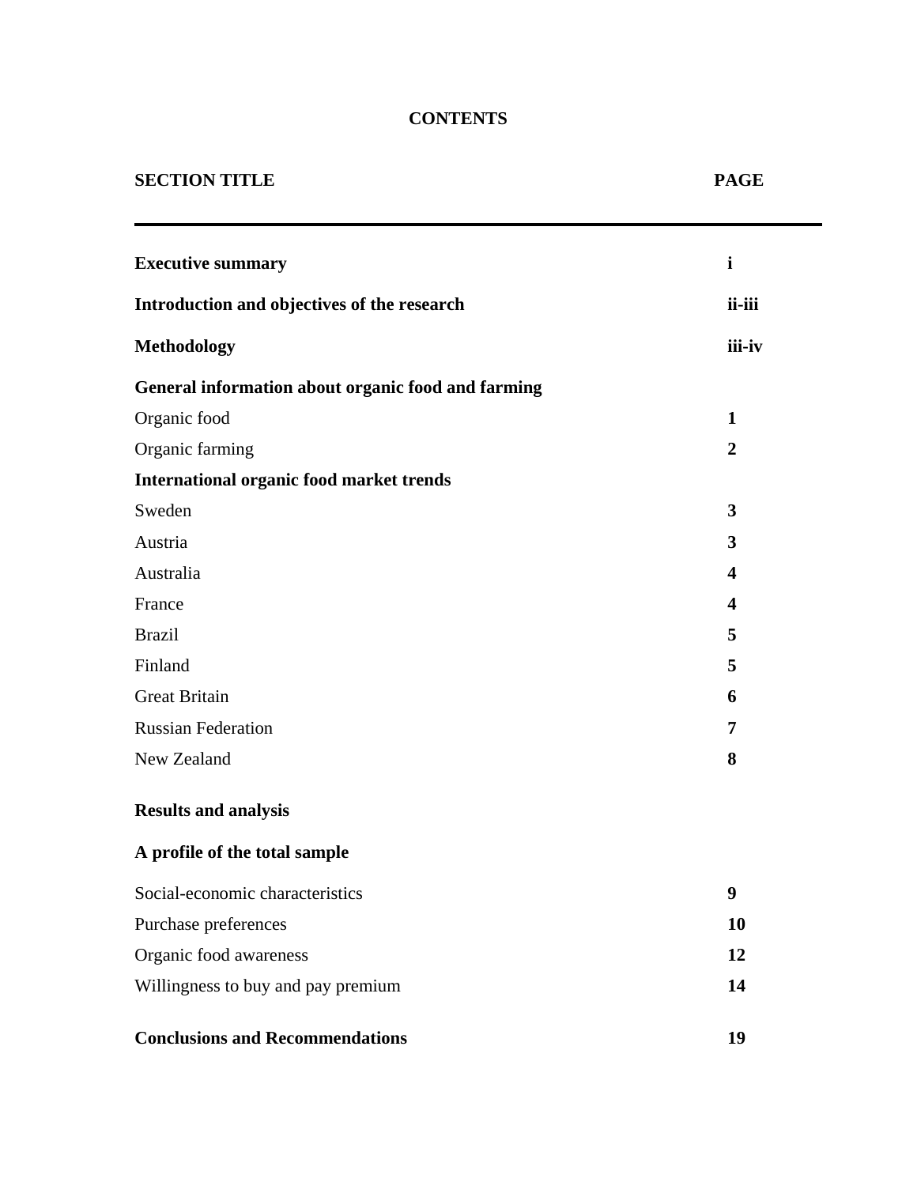# CONTENTS

| SECTION TITLE | PAGE |
|---|---|
| **Executive summary** | **i** |
| **Introduction and objectives of the research** | **ii-iii** |
| **Methodology** | **iii-iv** |
| **General information about organic food and farming** | |
| Organic food | **1** |
| Organic farming | **2** |
| **International organic food market trends** | |
| Sweden | **3** |
| Austria | **3** |
| Australia | **4** |
| France | **4** |
| Brazil | **5** |
| Finland | **5** |
| Great Britain | **6** |
| Russian Federation | **7** |
| New Zealand | **8** |
| **Results and analysis** | |
| **A profile of the total sample** | |
| Social-economic characteristics | **9** |
| Purchase preferences | **10** |
| Organic food awareness | **12** |
| Willingness to buy and pay premium | **14** |
| **Conclusions and Recommendations** | **19** |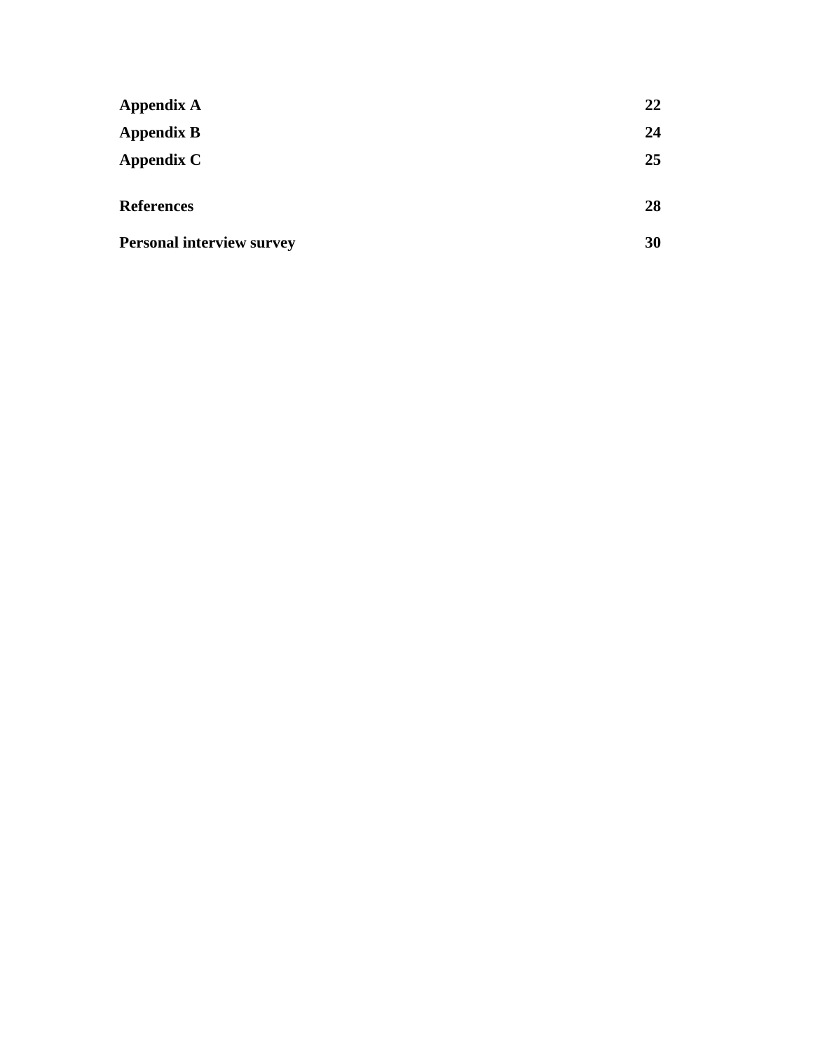| | |
|---|---|
| **Appendix A** | **22** |
| **Appendix B** | **24** |
| **Appendix C** | **25** |
| **References** | **28** |
| **Personal interview survey** | **30** |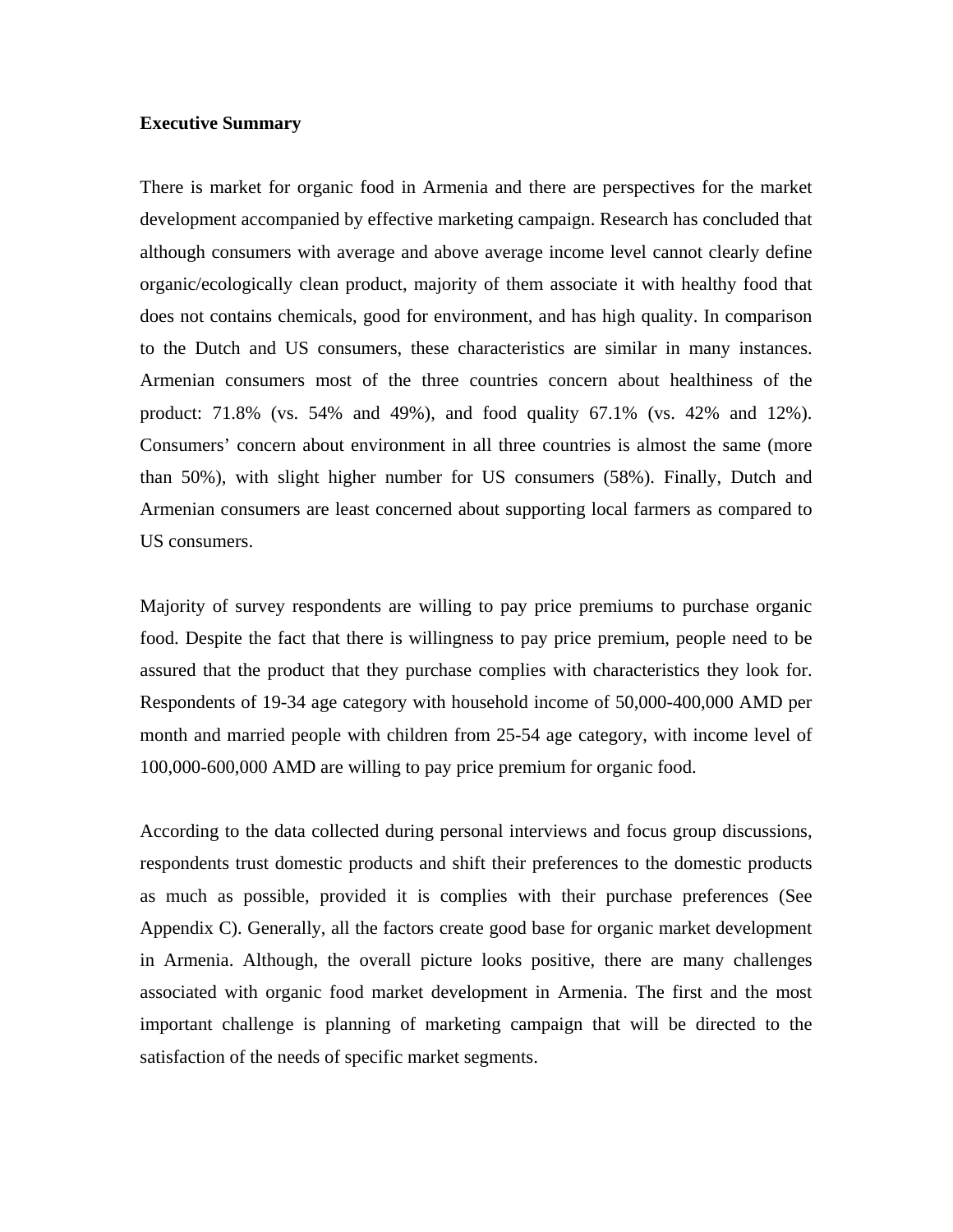**Executive Summary**

There is market for organic food in Armenia and there are perspectives for the market development accompanied by effective marketing campaign. Research has concluded that although consumers with average and above average income level cannot clearly define organic/ecologically clean product, majority of them associate it with healthy food that does not contains chemicals, good for environment, and has high quality. In comparison to the Dutch and US consumers, these characteristics are similar in many instances. Armenian consumers most of the three countries concern about healthiness of the product: 71.8% (vs. 54% and 49%), and food quality 67.1% (vs. 42% and 12%). Consumers' concern about environment in all three countries is almost the same (more than 50%), with slight higher number for US consumers (58%). Finally, Dutch and Armenian consumers are least concerned about supporting local farmers as compared to US consumers.

Majority of survey respondents are willing to pay price premiums to purchase organic food. Despite the fact that there is willingness to pay price premium, people need to be assured that the product that they purchase complies with characteristics they look for. Respondents of 19-34 age category with household income of 50,000-400,000 AMD per month and married people with children from 25-54 age category, with income level of 100,000-600,000 AMD are willing to pay price premium for organic food.

According to the data collected during personal interviews and focus group discussions, respondents trust domestic products and shift their preferences to the domestic products as much as possible, provided it is complies with their purchase preferences (See Appendix C). Generally, all the factors create good base for organic market development in Armenia. Although, the overall picture looks positive, there are many challenges associated with organic food market development in Armenia. The first and the most important challenge is planning of marketing campaign that will be directed to the satisfaction of the needs of specific market segments.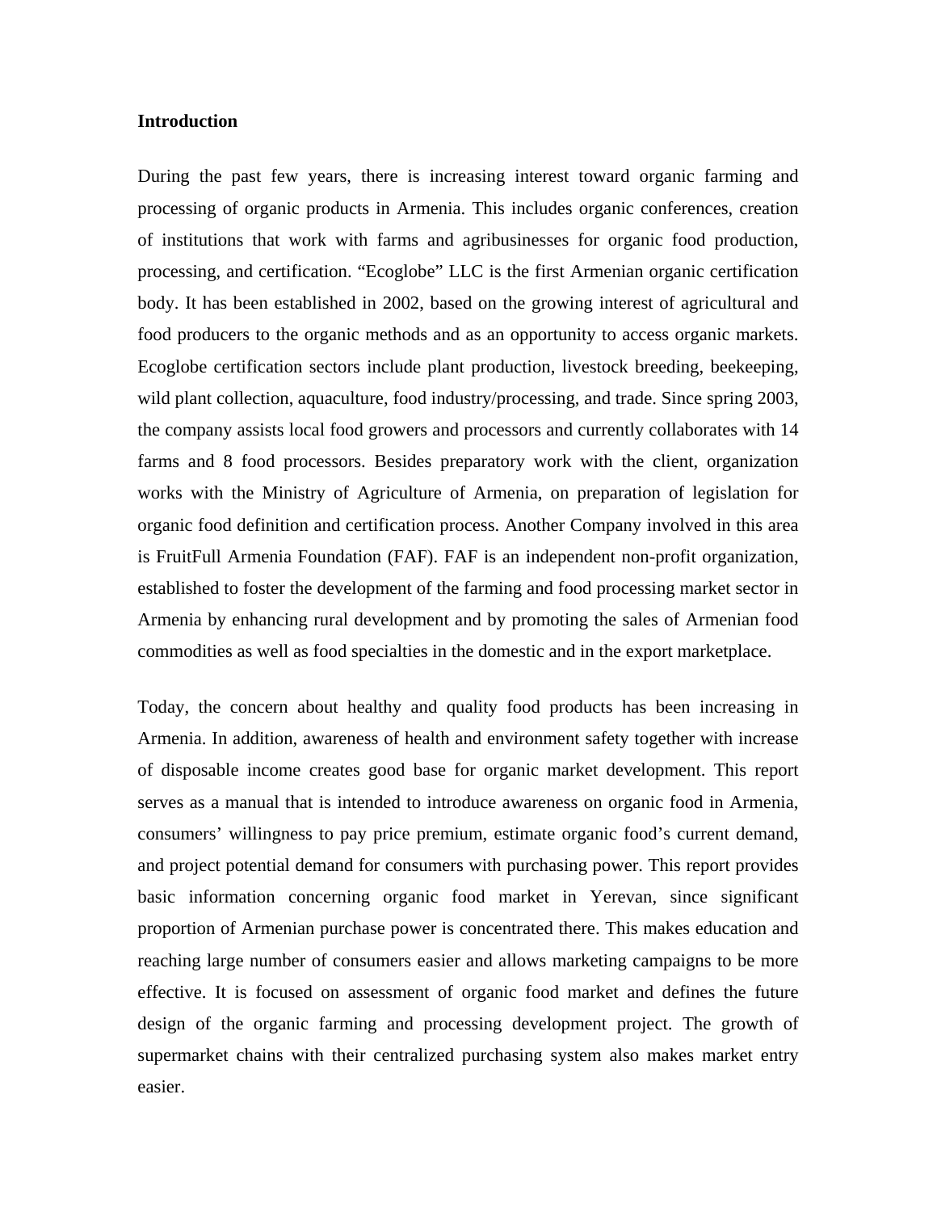**Introduction**

During the past few years, there is increasing interest toward organic farming and processing of organic products in Armenia. This includes organic conferences, creation of institutions that work with farms and agribusinesses for organic food production, processing, and certification. “Ecoglobe” LLC is the first Armenian organic certification body. It has been established in 2002, based on the growing interest of agricultural and food producers to the organic methods and as an opportunity to access organic markets. Ecoglobe certification sectors include plant production, livestock breeding, beekeeping, wild plant collection, aquaculture, food industry/processing, and trade. Since spring 2003, the company assists local food growers and processors and currently collaborates with 14 farms and 8 food processors. Besides preparatory work with the client, organization works with the Ministry of Agriculture of Armenia, on preparation of legislation for organic food definition and certification process. Another Company involved in this area is FruitFull Armenia Foundation (FAF). FAF is an independent non-profit organization, established to foster the development of the farming and food processing market sector in Armenia by enhancing rural development and by promoting the sales of Armenian food commodities as well as food specialties in the domestic and in the export marketplace.

Today, the concern about healthy and quality food products has been increasing in Armenia. In addition, awareness of health and environment safety together with increase of disposable income creates good base for organic market development. This report serves as a manual that is intended to introduce awareness on organic food in Armenia, consumers’ willingness to pay price premium, estimate organic food’s current demand, and project potential demand for consumers with purchasing power. This report provides basic information concerning organic food market in Yerevan, since significant proportion of Armenian purchase power is concentrated there. This makes education and reaching large number of consumers easier and allows marketing campaigns to be more effective. It is focused on assessment of organic food market and defines the future design of the organic farming and processing development project. The growth of supermarket chains with their centralized purchasing system also makes market entry easier.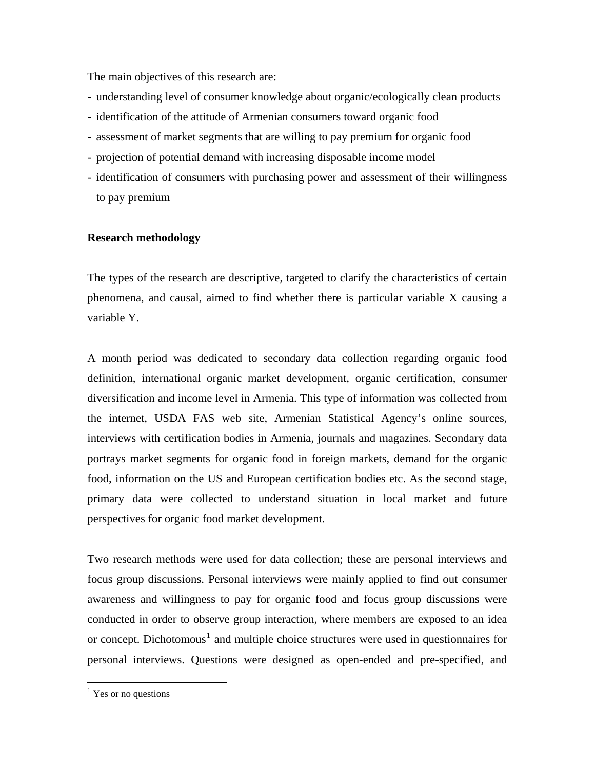The main objectives of this research are:

- understanding level of consumer knowledge about organic/ecologically clean products
- identification of the attitude of Armenian consumers toward organic food
- assessment of market segments that are willing to pay premium for organic food
- projection of potential demand with increasing disposable income model
- identification of consumers with purchasing power and assessment of their willingness to pay premium

**Research methodology**

The types of the research are descriptive, targeted to clarify the characteristics of certain phenomena, and causal, aimed to find whether there is particular variable X causing a variable Y.

A month period was dedicated to secondary data collection regarding organic food definition, international organic market development, organic certification, consumer diversification and income level in Armenia. This type of information was collected from the internet, USDA FAS web site, Armenian Statistical Agency's online sources, interviews with certification bodies in Armenia, journals and magazines. Secondary data portrays market segments for organic food in foreign markets, demand for the organic food, information on the US and European certification bodies etc. As the second stage, primary data were collected to understand situation in local market and future perspectives for organic food market development.

Two research methods were used for data collection; these are personal interviews and focus group discussions. Personal interviews were mainly applied to find out consumer awareness and willingness to pay for organic food and focus group discussions were conducted in order to observe group interaction, where members are exposed to an idea or concept. Dichotomous[1] and multiple choice structures were used in questionnaires for personal interviews. Questions were designed as open-ended and pre-specified, and

[1] Yes or no questions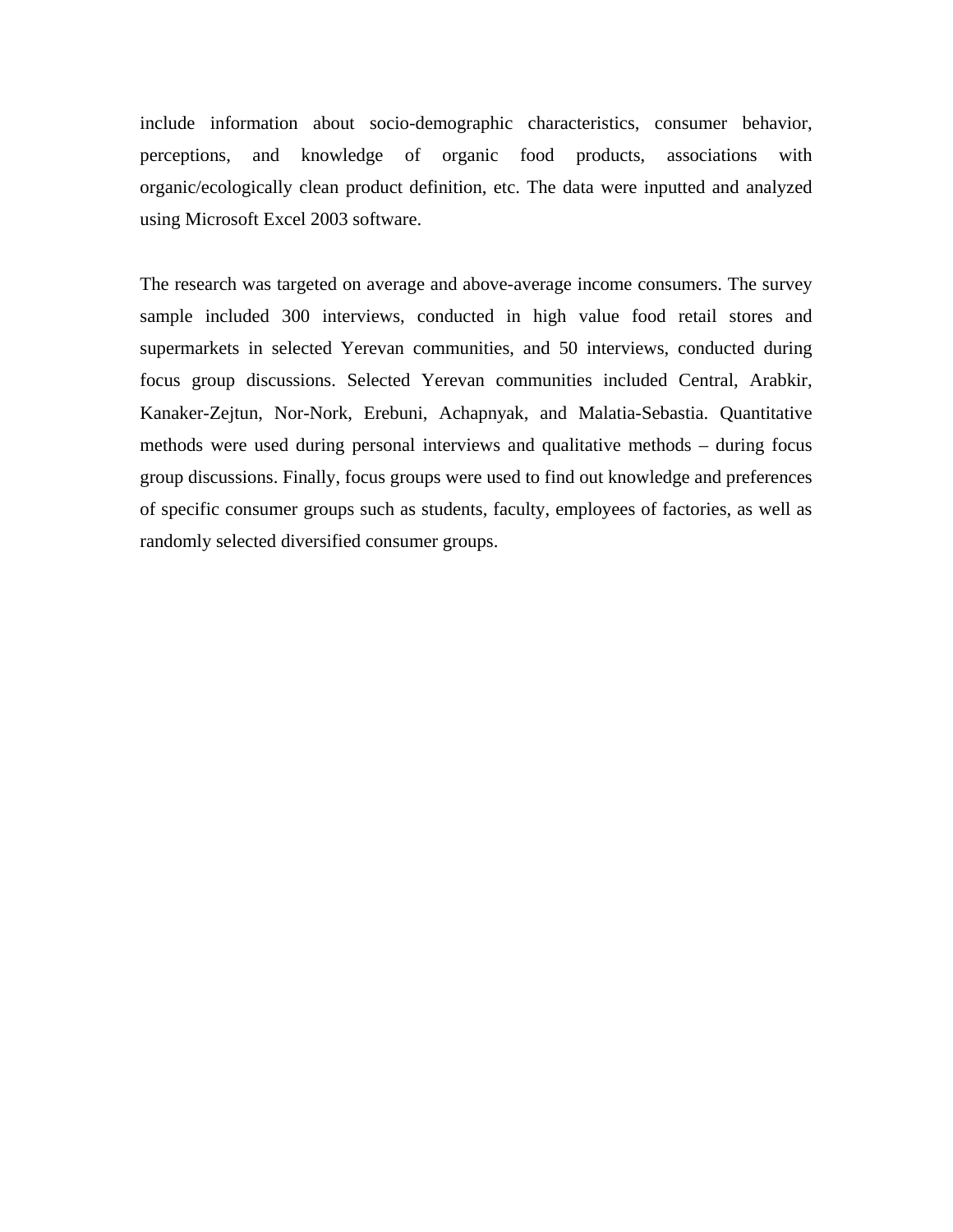include information about socio-demographic characteristics, consumer behavior, perceptions, and knowledge of organic food products, associations with organic/ecologically clean product definition, etc. The data were inputted and analyzed using Microsoft Excel 2003 software.

The research was targeted on average and above-average income consumers. The survey sample included 300 interviews, conducted in high value food retail stores and supermarkets in selected Yerevan communities, and 50 interviews, conducted during focus group discussions. Selected Yerevan communities included Central, Arabkir, Kanaker-Zejtun, Nor-Nork, Erebuni, Achapnyak, and Malatia-Sebastia. Quantitative methods were used during personal interviews and qualitative methods – during focus group discussions. Finally, focus groups were used to find out knowledge and preferences of specific consumer groups such as students, faculty, employees of factories, as well as randomly selected diversified consumer groups.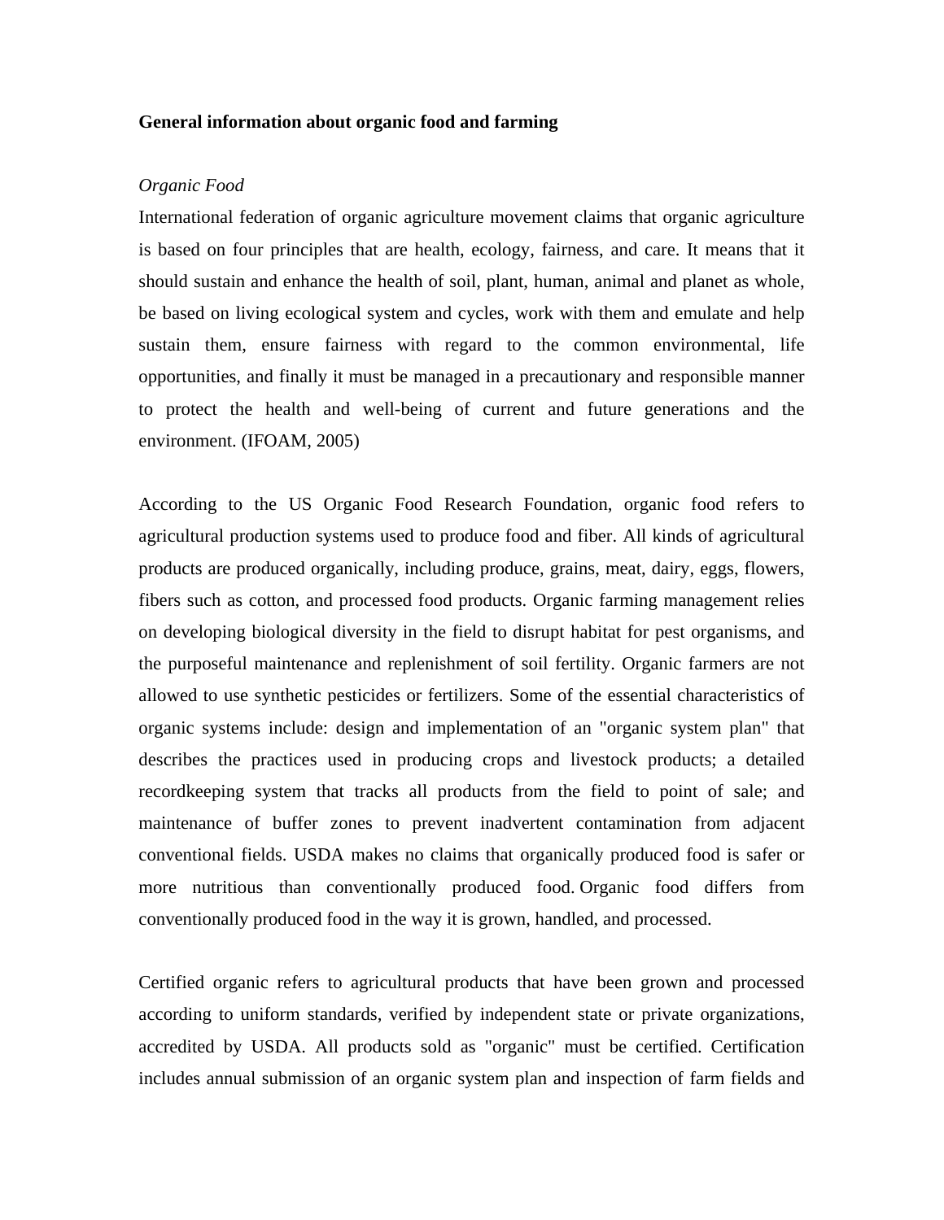**General information about organic food and farming**

*Organic Food*

International federation of organic agriculture movement claims that organic agriculture is based on four principles that are health, ecology, fairness, and care. It means that it should sustain and enhance the health of soil, plant, human, animal and planet as whole, be based on living ecological system and cycles, work with them and emulate and help sustain them, ensure fairness with regard to the common environmental, life opportunities, and finally it must be managed in a precautionary and responsible manner to protect the health and well-being of current and future generations and the environment. (IFOAM, 2005)

According to the US Organic Food Research Foundation, organic food refers to agricultural production systems used to produce food and fiber. All kinds of agricultural products are produced organically, including produce, grains, meat, dairy, eggs, flowers, fibers such as cotton, and processed food products. Organic farming management relies on developing biological diversity in the field to disrupt habitat for pest organisms, and the purposeful maintenance and replenishment of soil fertility. Organic farmers are not allowed to use synthetic pesticides or fertilizers. Some of the essential characteristics of organic systems include: design and implementation of an "organic system plan" that describes the practices used in producing crops and livestock products; a detailed recordkeeping system that tracks all products from the field to point of sale; and maintenance of buffer zones to prevent inadvertent contamination from adjacent conventional fields. USDA makes no claims that organically produced food is safer or more nutritious than conventionally produced food. Organic food differs from conventionally produced food in the way it is grown, handled, and processed.

Certified organic refers to agricultural products that have been grown and processed according to uniform standards, verified by independent state or private organizations, accredited by USDA. All products sold as "organic" must be certified. Certification includes annual submission of an organic system plan and inspection of farm fields and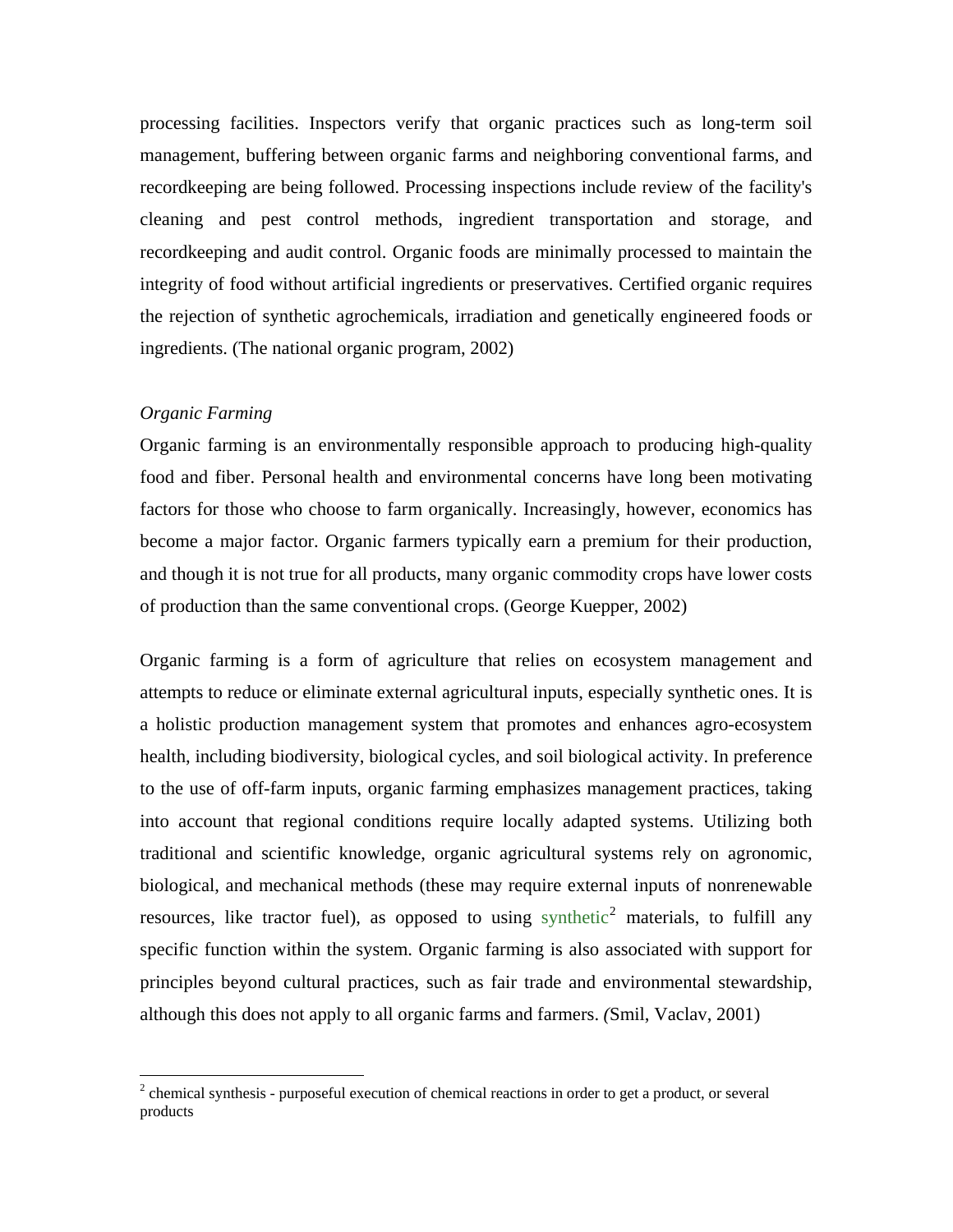processing facilities. Inspectors verify that organic practices such as long-term soil management, buffering between organic farms and neighboring conventional farms, and recordkeeping are being followed. Processing inspections include review of the facility's cleaning and pest control methods, ingredient transportation and storage, and recordkeeping and audit control. Organic foods are minimally processed to maintain the integrity of food without artificial ingredients or preservatives. Certified organic requires the rejection of synthetic agrochemicals, irradiation and genetically engineered foods or ingredients. (The national organic program, 2002)

*Organic Farming*

Organic farming is an environmentally responsible approach to producing high-quality food and fiber. Personal health and environmental concerns have long been motivating factors for those who choose to farm organically. Increasingly, however, economics has become a major factor. Organic farmers typically earn a premium for their production, and though it is not true for all products, many organic commodity crops have lower costs of production than the same conventional crops. (George Kuepper, 2002)

Organic farming is a form of agriculture that relies on ecosystem management and attempts to reduce or eliminate external agricultural inputs, especially synthetic ones. It is a holistic production management system that promotes and enhances agro-ecosystem health, including biodiversity, biological cycles, and soil biological activity. In preference to the use of off-farm inputs, organic farming emphasizes management practices, taking into account that regional conditions require locally adapted systems. Utilizing both traditional and scientific knowledge, organic agricultural systems rely on agronomic, biological, and mechanical methods (these may require external inputs of nonrenewable resources, like tractor fuel), as opposed to using synthetic[2] materials, to fulfill any specific function within the system. Organic farming is also associated with support for principles beyond cultural practices, such as fair trade and environmental stewardship, although this does not apply to all organic farms and farmers. *(*Smil, Vaclav, 2001)

---

[2] chemical synthesis - purposeful execution of chemical reactions in order to get a product, or several products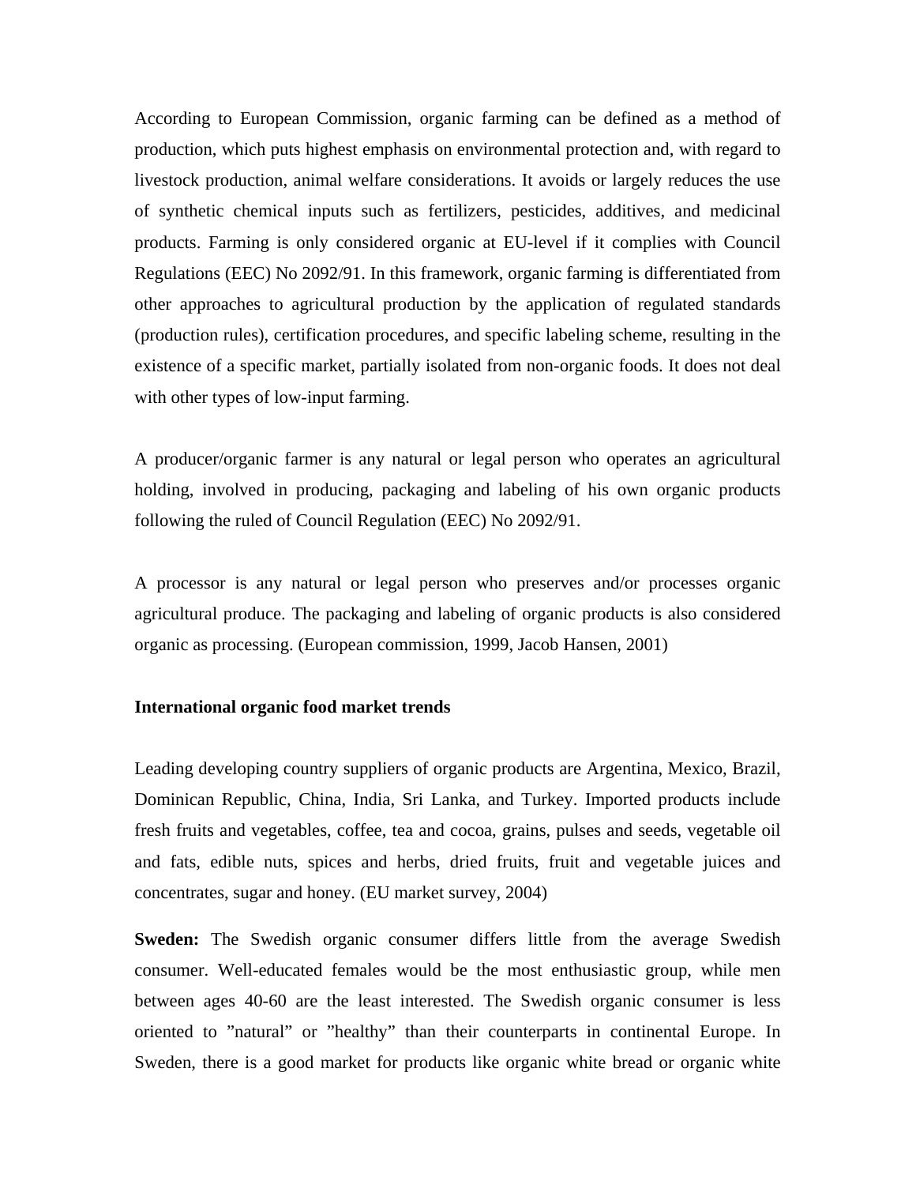According to European Commission, organic farming can be defined as a method of production, which puts highest emphasis on environmental protection and, with regard to livestock production, animal welfare considerations. It avoids or largely reduces the use of synthetic chemical inputs such as fertilizers, pesticides, additives, and medicinal products. Farming is only considered organic at EU-level if it complies with Council Regulations (EEC) No 2092/91. In this framework, organic farming is differentiated from other approaches to agricultural production by the application of regulated standards (production rules), certification procedures, and specific labeling scheme, resulting in the existence of a specific market, partially isolated from non-organic foods. It does not deal with other types of low-input farming.

A producer/organic farmer is any natural or legal person who operates an agricultural holding, involved in producing, packaging and labeling of his own organic products following the ruled of Council Regulation (EEC) No 2092/91.

A processor is any natural or legal person who preserves and/or processes organic agricultural produce. The packaging and labeling of organic products is also considered organic as processing. (European commission, 1999, Jacob Hansen, 2001)

**International organic food market trends**

Leading developing country suppliers of organic products are Argentina, Mexico, Brazil, Dominican Republic, China, India, Sri Lanka, and Turkey. Imported products include fresh fruits and vegetables, coffee, tea and cocoa, grains, pulses and seeds, vegetable oil and fats, edible nuts, spices and herbs, dried fruits, fruit and vegetable juices and concentrates, sugar and honey. (EU market survey, 2004)

**Sweden:** The Swedish organic consumer differs little from the average Swedish consumer. Well-educated females would be the most enthusiastic group, while men between ages 40-60 are the least interested. The Swedish organic consumer is less oriented to ”natural” or ”healthy” than their counterparts in continental Europe. In Sweden, there is a good market for products like organic white bread or organic white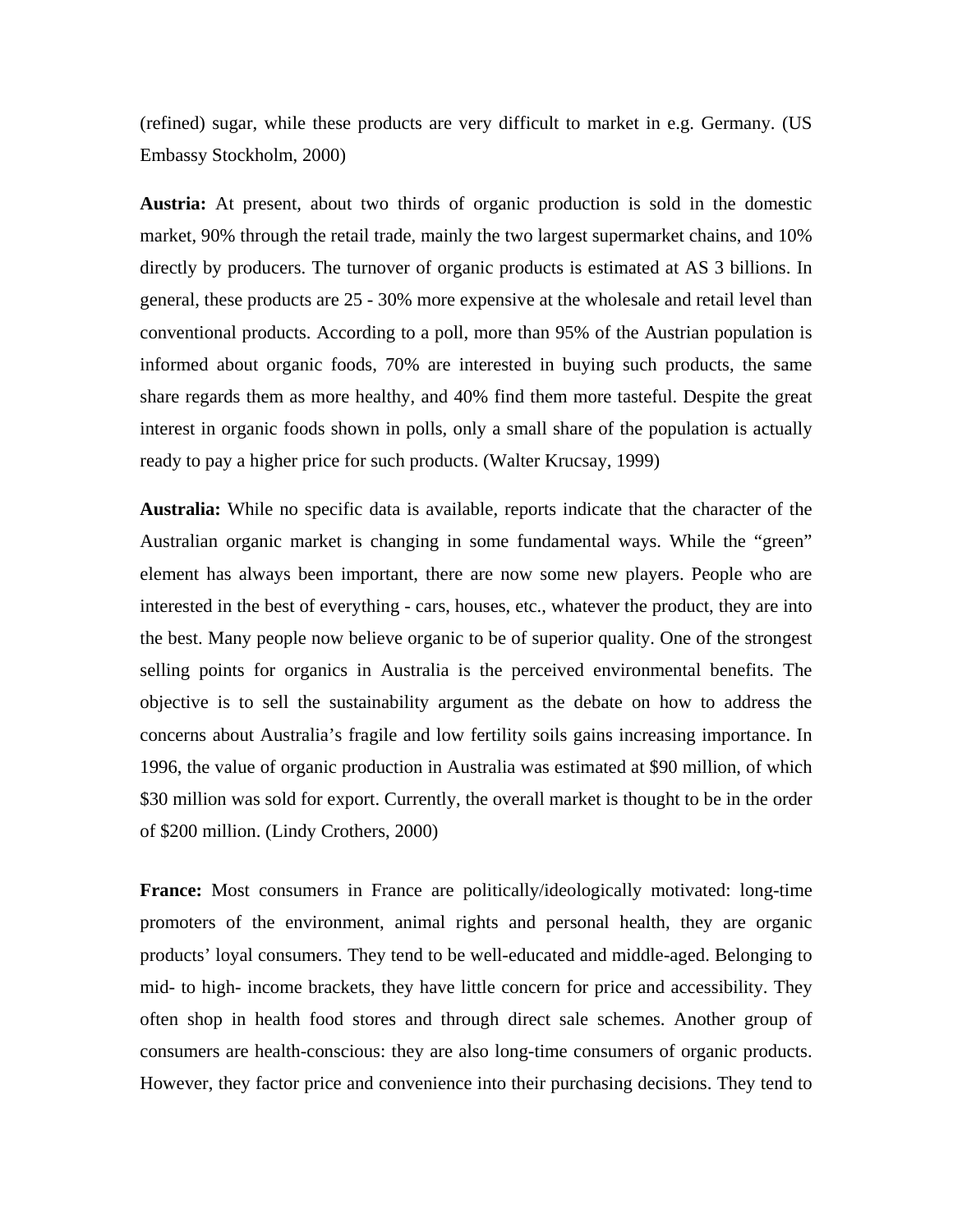(refined) sugar, while these products are very difficult to market in e.g. Germany. (US Embassy Stockholm, 2000)

**Austria:** At present, about two thirds of organic production is sold in the domestic market, 90% through the retail trade, mainly the two largest supermarket chains, and 10% directly by producers. The turnover of organic products is estimated at AS 3 billions. In general, these products are 25 - 30% more expensive at the wholesale and retail level than conventional products. According to a poll, more than 95% of the Austrian population is informed about organic foods, 70% are interested in buying such products, the same share regards them as more healthy, and 40% find them more tasteful. Despite the great interest in organic foods shown in polls, only a small share of the population is actually ready to pay a higher price for such products. (Walter Krucsay, 1999)

**Australia:** While no specific data is available, reports indicate that the character of the Australian organic market is changing in some fundamental ways. While the "green" element has always been important, there are now some new players. People who are interested in the best of everything - cars, houses, etc., whatever the product, they are into the best. Many people now believe organic to be of superior quality. One of the strongest selling points for organics in Australia is the perceived environmental benefits. The objective is to sell the sustainability argument as the debate on how to address the concerns about Australia's fragile and low fertility soils gains increasing importance. In 1996, the value of organic production in Australia was estimated at $90 million, of which $30 million was sold for export. Currently, the overall market is thought to be in the order of $200 million. (Lindy Crothers, 2000)

**France:** Most consumers in France are politically/ideologically motivated: long-time promoters of the environment, animal rights and personal health, they are organic products' loyal consumers. They tend to be well-educated and middle-aged. Belonging to mid- to high- income brackets, they have little concern for price and accessibility. They often shop in health food stores and through direct sale schemes. Another group of consumers are health-conscious: they are also long-time consumers of organic products. However, they factor price and convenience into their purchasing decisions. They tend to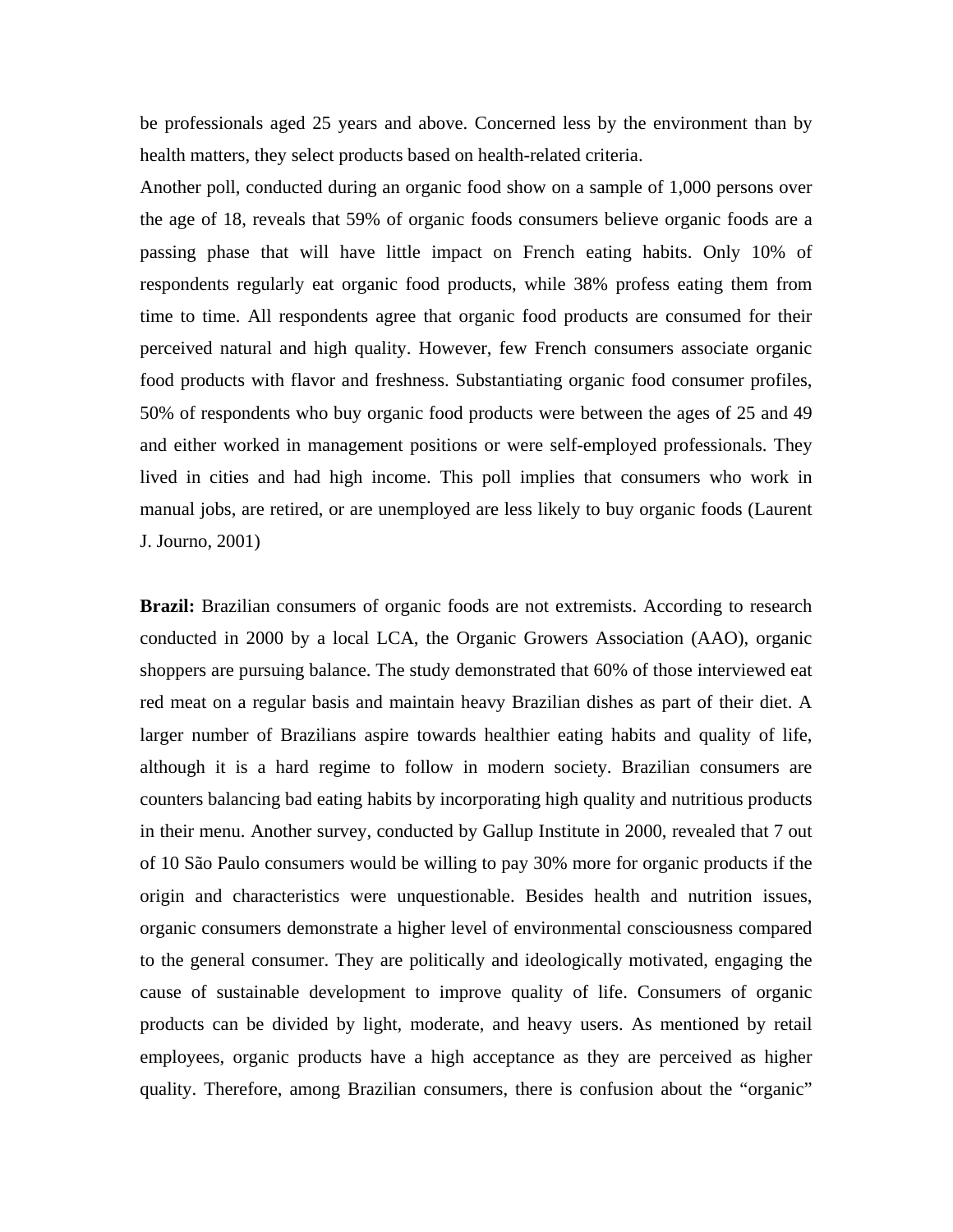be professionals aged 25 years and above. Concerned less by the environment than by health matters, they select products based on health-related criteria.

Another poll, conducted during an organic food show on a sample of 1,000 persons over the age of 18, reveals that 59% of organic foods consumers believe organic foods are a passing phase that will have little impact on French eating habits. Only 10% of respondents regularly eat organic food products, while 38% profess eating them from time to time. All respondents agree that organic food products are consumed for their perceived natural and high quality. However, few French consumers associate organic food products with flavor and freshness. Substantiating organic food consumer profiles, 50% of respondents who buy organic food products were between the ages of 25 and 49 and either worked in management positions or were self-employed professionals. They lived in cities and had high income. This poll implies that consumers who work in manual jobs, are retired, or are unemployed are less likely to buy organic foods (Laurent J. Journo, 2001)

**Brazil:** Brazilian consumers of organic foods are not extremists. According to research conducted in 2000 by a local LCA, the Organic Growers Association (AAO), organic shoppers are pursuing balance. The study demonstrated that 60% of those interviewed eat red meat on a regular basis and maintain heavy Brazilian dishes as part of their diet. A larger number of Brazilians aspire towards healthier eating habits and quality of life, although it is a hard regime to follow in modern society. Brazilian consumers are counters balancing bad eating habits by incorporating high quality and nutritious products in their menu. Another survey, conducted by Gallup Institute in 2000, revealed that 7 out of 10 São Paulo consumers would be willing to pay 30% more for organic products if the origin and characteristics were unquestionable. Besides health and nutrition issues, organic consumers demonstrate a higher level of environmental consciousness compared to the general consumer. They are politically and ideologically motivated, engaging the cause of sustainable development to improve quality of life. Consumers of organic products can be divided by light, moderate, and heavy users. As mentioned by retail employees, organic products have a high acceptance as they are perceived as higher quality. Therefore, among Brazilian consumers, there is confusion about the "organic"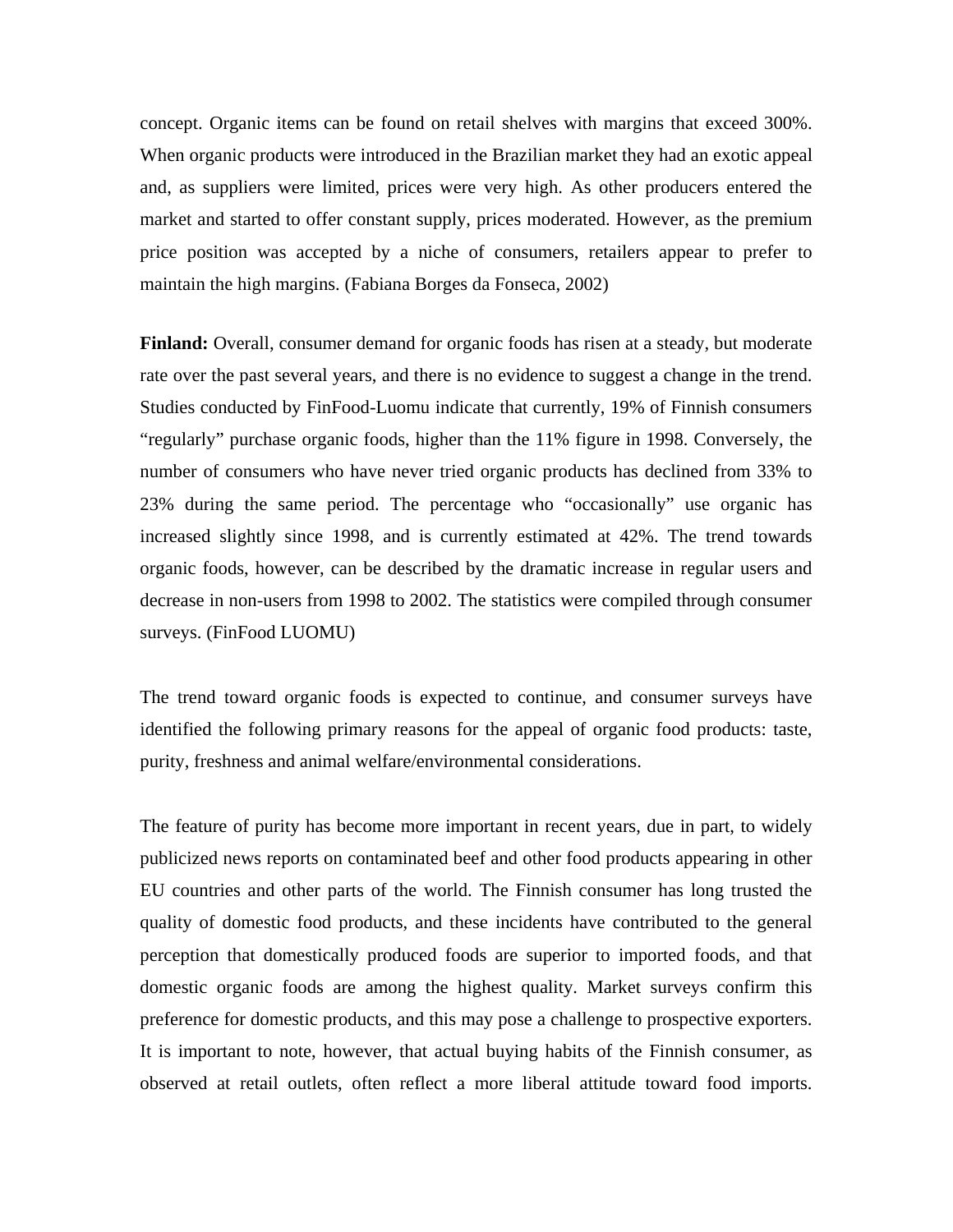concept. Organic items can be found on retail shelves with margins that exceed 300%. When organic products were introduced in the Brazilian market they had an exotic appeal and, as suppliers were limited, prices were very high. As other producers entered the market and started to offer constant supply, prices moderated. However, as the premium price position was accepted by a niche of consumers, retailers appear to prefer to maintain the high margins. (Fabiana Borges da Fonseca, 2002)

**Finland:** Overall, consumer demand for organic foods has risen at a steady, but moderate rate over the past several years, and there is no evidence to suggest a change in the trend. Studies conducted by FinFood-Luomu indicate that currently, 19% of Finnish consumers "regularly" purchase organic foods, higher than the 11% figure in 1998. Conversely, the number of consumers who have never tried organic products has declined from 33% to 23% during the same period. The percentage who "occasionally" use organic has increased slightly since 1998, and is currently estimated at 42%. The trend towards organic foods, however, can be described by the dramatic increase in regular users and decrease in non-users from 1998 to 2002. The statistics were compiled through consumer surveys. (FinFood LUOMU)

The trend toward organic foods is expected to continue, and consumer surveys have identified the following primary reasons for the appeal of organic food products: taste, purity, freshness and animal welfare/environmental considerations.

The feature of purity has become more important in recent years, due in part, to widely publicized news reports on contaminated beef and other food products appearing in other EU countries and other parts of the world. The Finnish consumer has long trusted the quality of domestic food products, and these incidents have contributed to the general perception that domestically produced foods are superior to imported foods, and that domestic organic foods are among the highest quality. Market surveys confirm this preference for domestic products, and this may pose a challenge to prospective exporters. It is important to note, however, that actual buying habits of the Finnish consumer, as observed at retail outlets, often reflect a more liberal attitude toward food imports.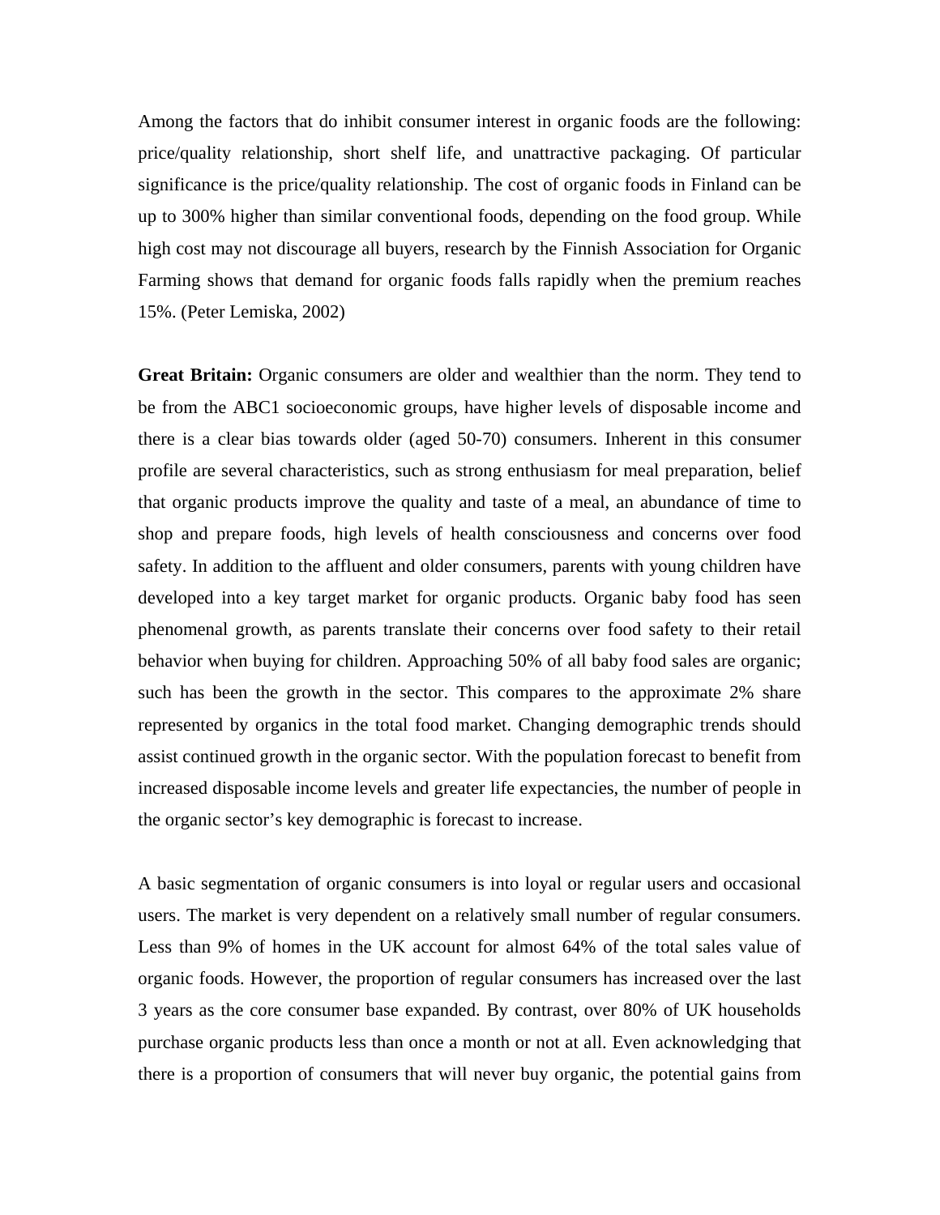Among the factors that do inhibit consumer interest in organic foods are the following: price/quality relationship, short shelf life, and unattractive packaging. Of particular significance is the price/quality relationship. The cost of organic foods in Finland can be up to 300% higher than similar conventional foods, depending on the food group. While high cost may not discourage all buyers, research by the Finnish Association for Organic Farming shows that demand for organic foods falls rapidly when the premium reaches 15%. (Peter Lemiska, 2002)

**Great Britain:** Organic consumers are older and wealthier than the norm. They tend to be from the ABC1 socioeconomic groups, have higher levels of disposable income and there is a clear bias towards older (aged 50-70) consumers. Inherent in this consumer profile are several characteristics, such as strong enthusiasm for meal preparation, belief that organic products improve the quality and taste of a meal, an abundance of time to shop and prepare foods, high levels of health consciousness and concerns over food safety. In addition to the affluent and older consumers, parents with young children have developed into a key target market for organic products. Organic baby food has seen phenomenal growth, as parents translate their concerns over food safety to their retail behavior when buying for children. Approaching 50% of all baby food sales are organic; such has been the growth in the sector. This compares to the approximate 2% share represented by organics in the total food market. Changing demographic trends should assist continued growth in the organic sector. With the population forecast to benefit from increased disposable income levels and greater life expectancies, the number of people in the organic sector's key demographic is forecast to increase.

A basic segmentation of organic consumers is into loyal or regular users and occasional users. The market is very dependent on a relatively small number of regular consumers. Less than 9% of homes in the UK account for almost 64% of the total sales value of organic foods. However, the proportion of regular consumers has increased over the last 3 years as the core consumer base expanded. By contrast, over 80% of UK households purchase organic products less than once a month or not at all. Even acknowledging that there is a proportion of consumers that will never buy organic, the potential gains from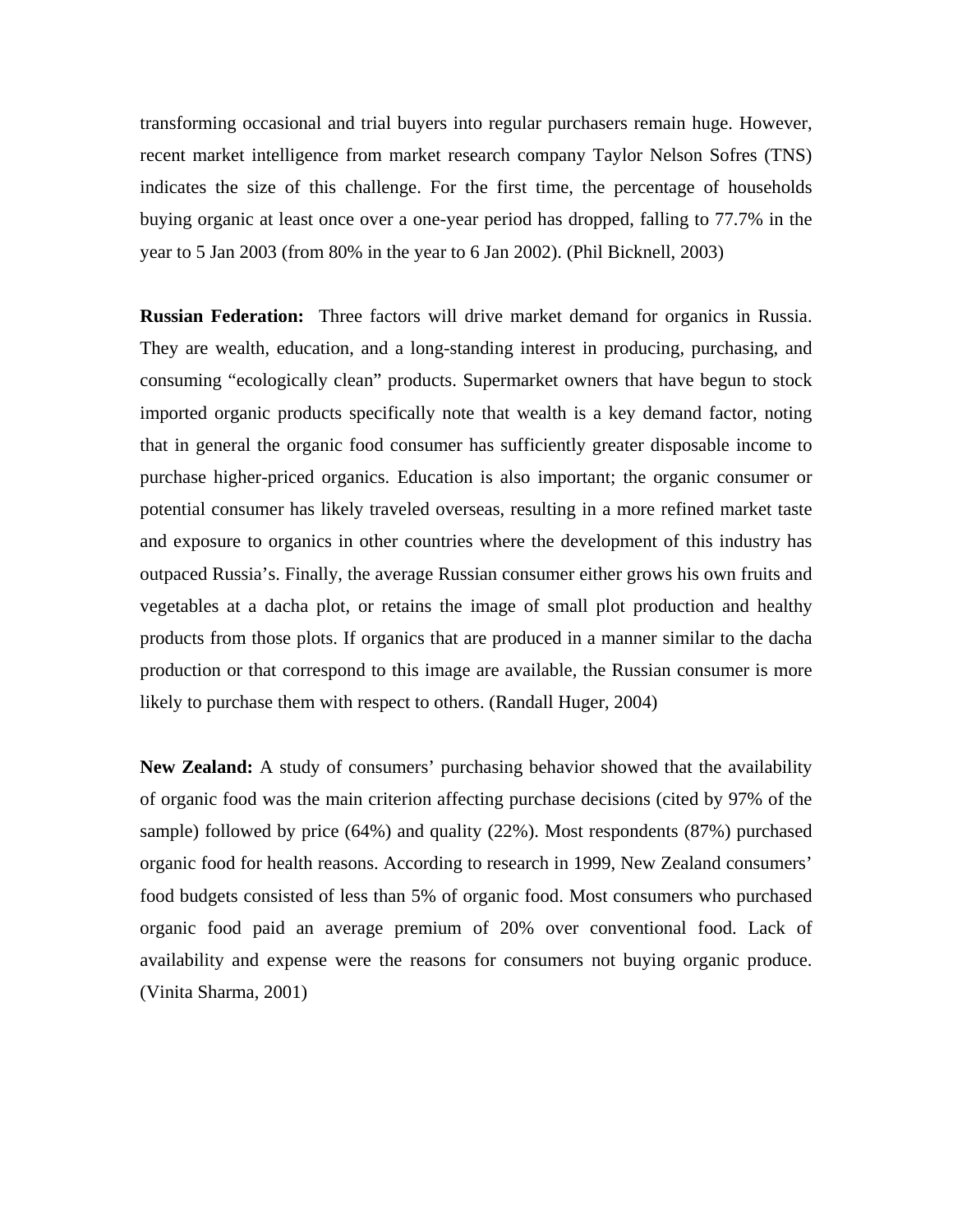transforming occasional and trial buyers into regular purchasers remain huge. However, recent market intelligence from market research company Taylor Nelson Sofres (TNS) indicates the size of this challenge. For the first time, the percentage of households buying organic at least once over a one-year period has dropped, falling to 77.7% in the year to 5 Jan 2003 (from 80% in the year to 6 Jan 2002). (Phil Bicknell, 2003)

**Russian Federation:** Three factors will drive market demand for organics in Russia. They are wealth, education, and a long-standing interest in producing, purchasing, and consuming "ecologically clean" products. Supermarket owners that have begun to stock imported organic products specifically note that wealth is a key demand factor, noting that in general the organic food consumer has sufficiently greater disposable income to purchase higher-priced organics. Education is also important; the organic consumer or potential consumer has likely traveled overseas, resulting in a more refined market taste and exposure to organics in other countries where the development of this industry has outpaced Russia's. Finally, the average Russian consumer either grows his own fruits and vegetables at a dacha plot, or retains the image of small plot production and healthy products from those plots. If organics that are produced in a manner similar to the dacha production or that correspond to this image are available, the Russian consumer is more likely to purchase them with respect to others. (Randall Huger, 2004)

**New Zealand:** A study of consumers' purchasing behavior showed that the availability of organic food was the main criterion affecting purchase decisions (cited by 97% of the sample) followed by price (64%) and quality (22%). Most respondents (87%) purchased organic food for health reasons. According to research in 1999, New Zealand consumers' food budgets consisted of less than 5% of organic food. Most consumers who purchased organic food paid an average premium of 20% over conventional food. Lack of availability and expense were the reasons for consumers not buying organic produce. (Vinita Sharma, 2001)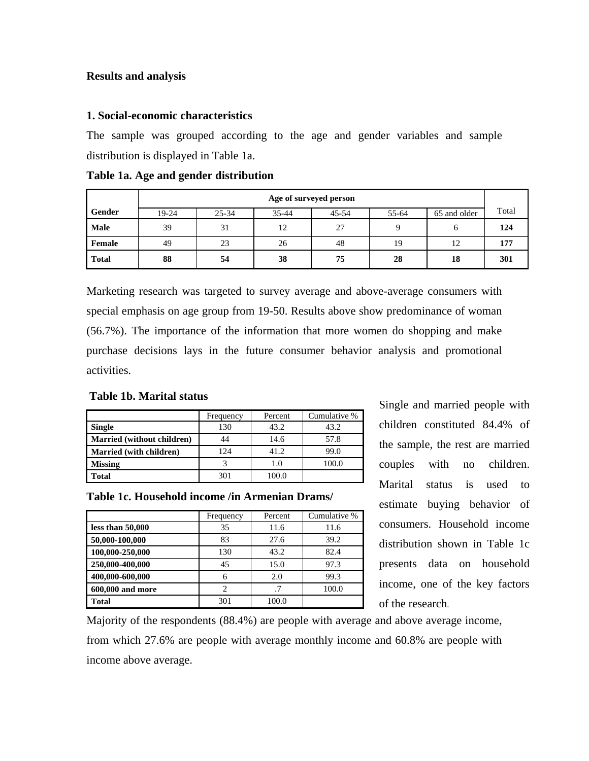## Results and analysis

### 1. Social-economic characteristics

The sample was grouped according to the age and gender variables and sample distribution is displayed in Table 1a.

**Table 1a. Age and gender distribution**

| Gender | Age of surveyed person | | | | | | Total |
|---|---|---|---|---|---|---|---|
| | 19-24 | 25-34 | 35-44 | 45-54 | 55-64 | 65 and older | |
| **Male** | 39 | 31 | 12 | 27 | 9 | 6 | **124** |
| **Female** | 49 | 23 | 26 | 48 | 19 | 12 | **177** |
| **Total** | **88** | **54** | **38** | **75** | **28** | **18** | **301** |

Marketing research was targeted to survey average and above-average consumers with special emphasis on age group from 19-50. Results above show predominance of woman (56.7%). The importance of the information that more women do shopping and make purchase decisions lays in the future consumer behavior analysis and promotional activities.

**Table 1b. Marital status**

| | Frequency | Percent | Cumulative % |
|---|---|---|---|
| **Single** | 130 | 43.2 | 43.2 |
| **Married (without children)** | 44 | 14.6 | 57.8 |
| **Married (with children)** | 124 | 41.2 | 99.0 |
| **Missing** | 3 | 1.0 | 100.0 |
| **Total** | 301 | 100.0 | |

Single and married people with children constituted 84.4% of the sample, the rest are married couples with no children. Marital status is used to estimate buying behavior of consumers. Household income distribution shown in Table 1c presents data on household income, one of the key factors of the research.

**Table 1c. Household income /in Armenian Drams/**

| | Frequency | Percent | Cumulative % |
|---|---|---|---|
| **less than 50,000** | 35 | 11.6 | 11.6 |
| **50,000-100,000** | 83 | 27.6 | 39.2 |
| **100,000-250,000** | 130 | 43.2 | 82.4 |
| **250,000-400,000** | 45 | 15.0 | 97.3 |
| **400,000-600,000** | 6 | 2.0 | 99.3 |
| **600,000 and more** | 2 | .7 | 100.0 |
| **Total** | 301 | 100.0 | |

Majority of the respondents (88.4%) are people with average and above average income, from which 27.6% are people with average monthly income and 60.8% are people with income above average.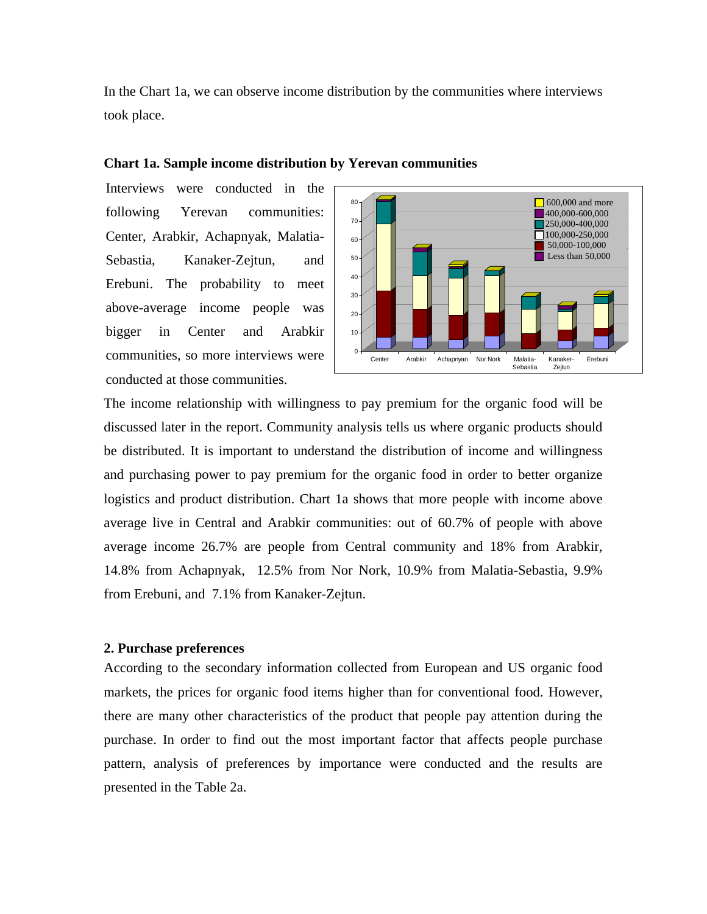In the Chart 1a, we can observe income distribution by the communities where interviews took place.

**Chart 1a. Sample income distribution by Yerevan communities**

Interviews were conducted in the following Yerevan communities: Center, Arabkir, Achapnyak, Malatia-Sebastia, Kanaker-Zejtun, and Erebuni. The probability to meet above-average income people was bigger in Center and Arabkir communities, so more interviews were conducted at those communities.

The income relationship with willingness to pay premium for the organic food will be discussed later in the report. Community analysis tells us where organic products should be distributed. It is important to understand the distribution of income and willingness and purchasing power to pay premium for the organic food in order to better organize logistics and product distribution. Chart 1a shows that more people with income above average live in Central and Arabkir communities: out of 60.7% of people with above average income 26.7% are people from Central community and 18% from Arabkir, 14.8% from Achapnyak, 12.5% from Nor Nork, 10.9% from Malatia-Sebastia, 9.9% from Erebuni, and 7.1% from Kanaker-Zejtun.

## 2. Purchase preferences

According to the secondary information collected from European and US organic food markets, the prices for organic food items higher than for conventional food. However, there are many other characteristics of the product that people pay attention during the purchase. In order to find out the most important factor that affects people purchase pattern, analysis of preferences by importance were conducted and the results are presented in the Table 2a.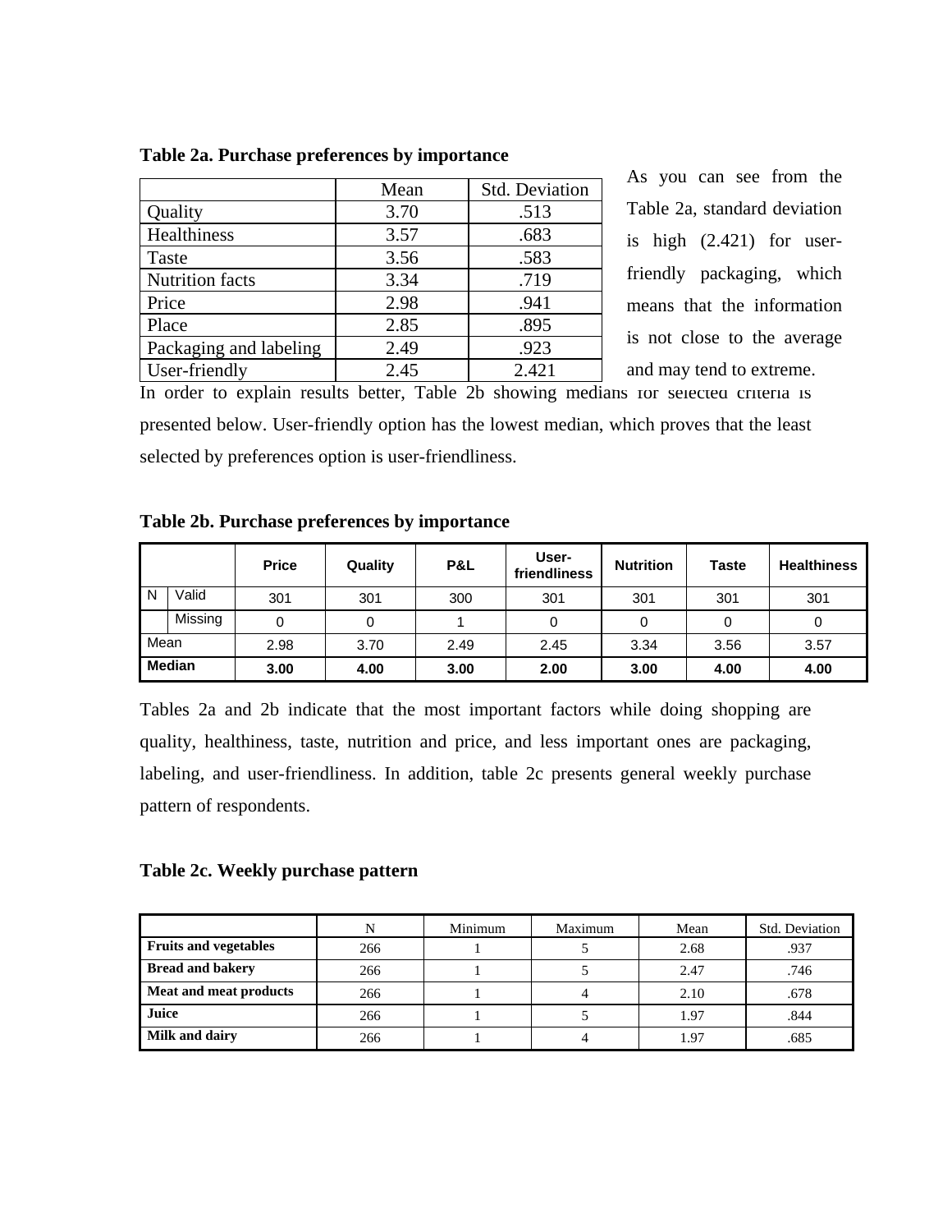**Table 2a. Purchase preferences by importance**

| | Mean | Std. Deviation |
|---|---|---|
| Quality | 3.70 | .513 |
| Healthiness | 3.57 | .683 |
| Taste | 3.56 | .583 |
| Nutrition facts | 3.34 | .719 |
| Price | 2.98 | .941 |
| Place | 2.85 | .895 |
| Packaging and labeling | 2.49 | .923 |
| User-friendly | 2.45 | 2.421 |

As you can see from the Table 2a, standard deviation is high (2.421) for user-friendly packaging, which means that the information is not close to the average and may tend to extreme.

In order to explain results better, Table 2b showing medians for selected criteria is presented below. User-friendly option has the lowest median, which proves that the least selected by preferences option is user-friendliness.

**Table 2b. Purchase preferences by importance**

| | | Price | Quality | P&L | User-friendliness | Nutrition | Taste | Healthiness |
|---|---|---|---|---|---|---|---|---|
| N | Valid | 301 | 301 | 300 | 301 | 301 | 301 | 301 |
| | Missing | 0 | 0 | 1 | 0 | 0 | 0 | 0 |
| Mean | | 2.98 | 3.70 | 2.49 | 2.45 | 3.34 | 3.56 | 3.57 |
| **Median** | | **3.00** | **4.00** | **3.00** | **2.00** | **3.00** | **4.00** | **4.00** |

Tables 2a and 2b indicate that the most important factors while doing shopping are quality, healthiness, taste, nutrition and price, and less important ones are packaging, labeling, and user-friendliness. In addition, table 2c presents general weekly purchase pattern of respondents.

**Table 2c. Weekly purchase pattern**

| | N | Minimum | Maximum | Mean | Std. Deviation |
|---|---|---|---|---|---|
| **Fruits and vegetables** | 266 | 1 | 5 | 2.68 | .937 |
| **Bread and bakery** | 266 | 1 | 5 | 2.47 | .746 |
| **Meat and meat products** | 266 | 1 | 4 | 2.10 | .678 |
| **Juice** | 266 | 1 | 5 | 1.97 | .844 |
| **Milk and dairy** | 266 | 1 | 4 | 1.97 | .685 |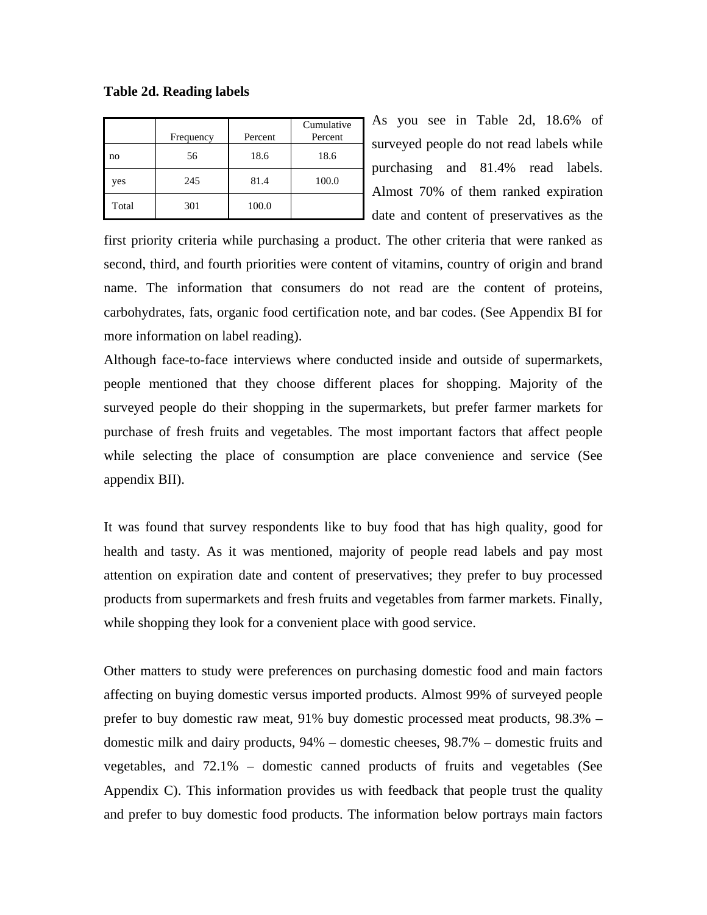**Table 2d. Reading labels**

| | Frequency | Percent | Cumulative Percent |
|---|---|---|---|
| no | 56 | 18.6 | 18.6 |
| yes | 245 | 81.4 | 100.0 |
| Total | 301 | 100.0 | |

As you see in Table 2d, 18.6% of surveyed people do not read labels while purchasing and 81.4% read labels. Almost 70% of them ranked expiration date and content of preservatives as the first priority criteria while purchasing a product. The other criteria that were ranked as second, third, and fourth priorities were content of vitamins, country of origin and brand name. The information that consumers do not read are the content of proteins, carbohydrates, fats, organic food certification note, and bar codes. (See Appendix BI for more information on label reading).

Although face-to-face interviews where conducted inside and outside of supermarkets, people mentioned that they choose different places for shopping. Majority of the surveyed people do their shopping in the supermarkets, but prefer farmer markets for purchase of fresh fruits and vegetables. The most important factors that affect people while selecting the place of consumption are place convenience and service (See appendix BII).

It was found that survey respondents like to buy food that has high quality, good for health and tasty. As it was mentioned, majority of people read labels and pay most attention on expiration date and content of preservatives; they prefer to buy processed products from supermarkets and fresh fruits and vegetables from farmer markets. Finally, while shopping they look for a convenient place with good service.

Other matters to study were preferences on purchasing domestic food and main factors affecting on buying domestic versus imported products. Almost 99% of surveyed people prefer to buy domestic raw meat, 91% buy domestic processed meat products, 98.3% – domestic milk and dairy products, 94% – domestic cheeses, 98.7% – domestic fruits and vegetables, and 72.1% – domestic canned products of fruits and vegetables (See Appendix C). This information provides us with feedback that people trust the quality and prefer to buy domestic food products. The information below portrays main factors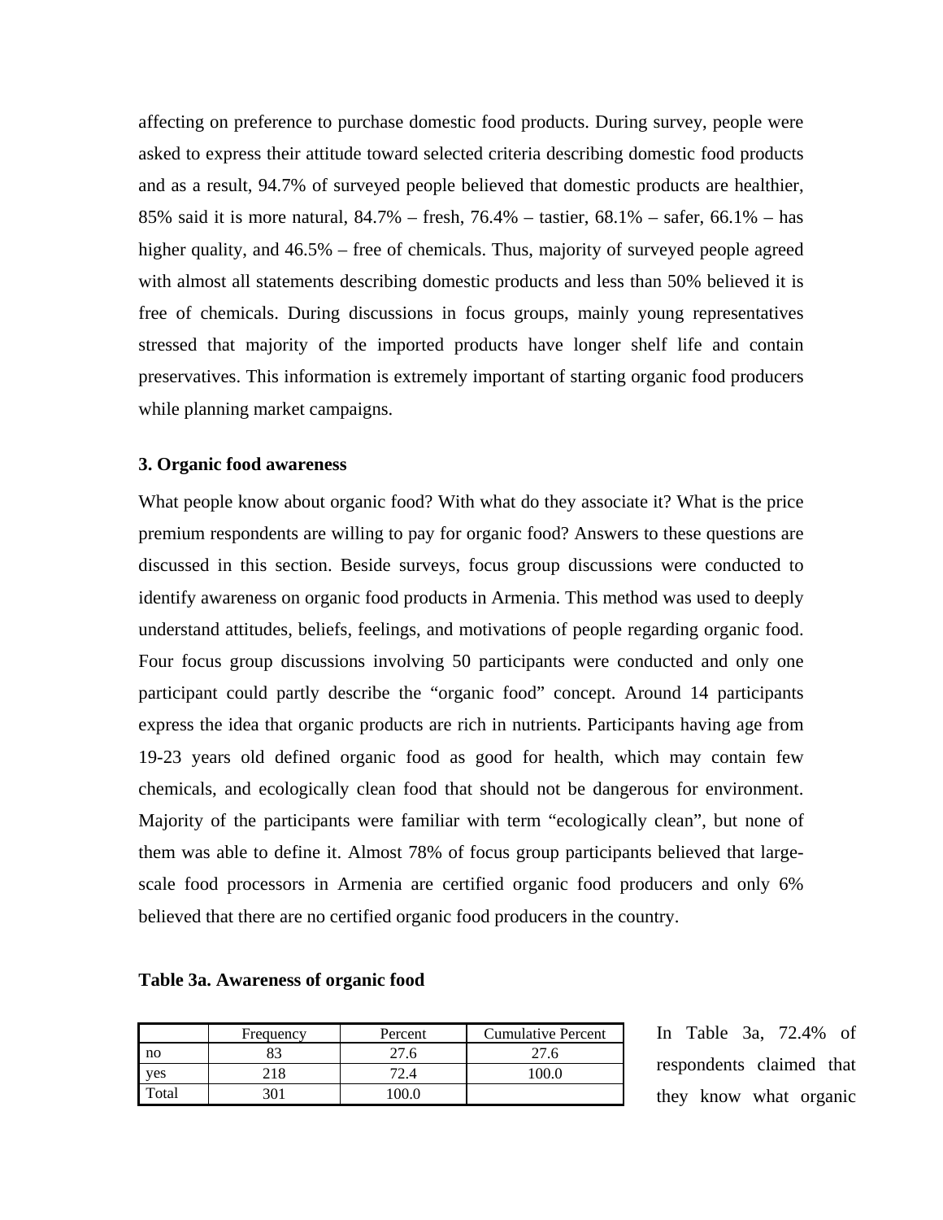affecting on preference to purchase domestic food products. During survey, people were asked to express their attitude toward selected criteria describing domestic food products and as a result, 94.7% of surveyed people believed that domestic products are healthier, 85% said it is more natural, 84.7% – fresh, 76.4% – tastier, 68.1% – safer, 66.1% – has higher quality, and 46.5% – free of chemicals. Thus, majority of surveyed people agreed with almost all statements describing domestic products and less than 50% believed it is free of chemicals. During discussions in focus groups, mainly young representatives stressed that majority of the imported products have longer shelf life and contain preservatives. This information is extremely important of starting organic food producers while planning market campaigns.

### 3. Organic food awareness

What people know about organic food? With what do they associate it? What is the price premium respondents are willing to pay for organic food? Answers to these questions are discussed in this section. Beside surveys, focus group discussions were conducted to identify awareness on organic food products in Armenia. This method was used to deeply understand attitudes, beliefs, feelings, and motivations of people regarding organic food. Four focus group discussions involving 50 participants were conducted and only one participant could partly describe the "organic food" concept. Around 14 participants express the idea that organic products are rich in nutrients. Participants having age from 19-23 years old defined organic food as good for health, which may contain few chemicals, and ecologically clean food that should not be dangerous for environment. Majority of the participants were familiar with term "ecologically clean", but none of them was able to define it. Almost 78% of focus group participants believed that large-scale food processors in Armenia are certified organic food producers and only 6% believed that there are no certified organic food producers in the country.

**Table 3a. Awareness of organic food**

| | Frequency | Percent | Cumulative Percent |
|---|---|---|---|
| no | 83 | 27.6 | 27.6 |
| yes | 218 | 72.4 | 100.0 |
| Total | 301 | 100.0 | |

In Table 3a, 72.4% of respondents claimed that they know what organic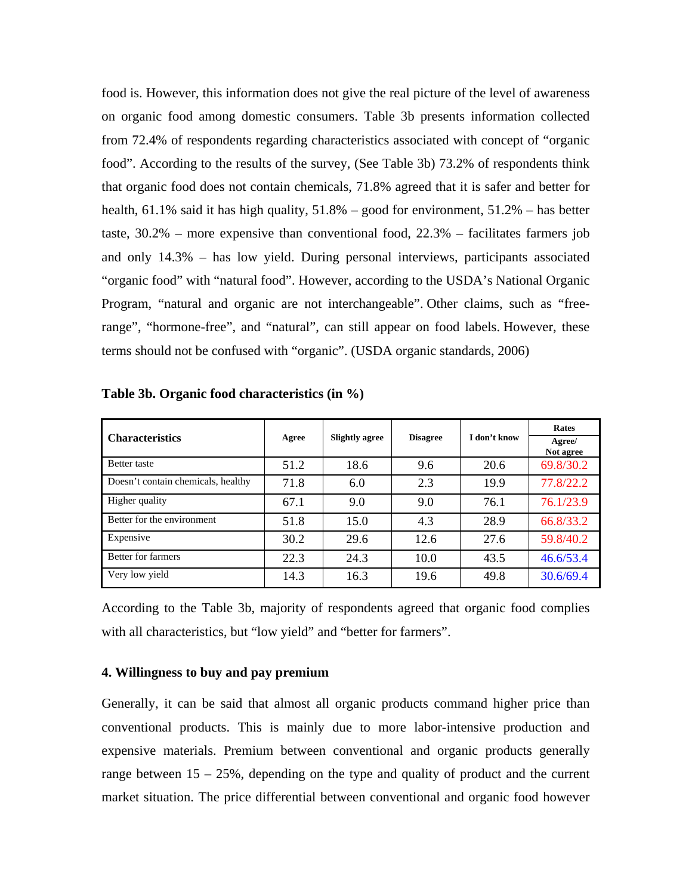food is. However, this information does not give the real picture of the level of awareness on organic food among domestic consumers. Table 3b presents information collected from 72.4% of respondents regarding characteristics associated with concept of "organic food". According to the results of the survey, (See Table 3b) 73.2% of respondents think that organic food does not contain chemicals, 71.8% agreed that it is safer and better for health, 61.1% said it has high quality, 51.8% – good for environment, 51.2% – has better taste, 30.2% – more expensive than conventional food, 22.3% – facilitates farmers job and only 14.3% – has low yield. During personal interviews, participants associated "organic food" with "natural food". However, according to the USDA's National Organic Program, "natural and organic are not interchangeable". Other claims, such as "free-range", "hormone-free", and "natural", can still appear on food labels. However, these terms should not be confused with "organic". (USDA organic standards, 2006)

**Table 3b. Organic food characteristics (in %)**

| Characteristics | Agree | Slightly agree | Disagree | I don't know | Rates Agree/ Not agree |
|---|---|---|---|---|---|
| Better taste | 51.2 | 18.6 | 9.6 | 20.6 | 69.8/30.2 |
| Doesn't contain chemicals, healthy | 71.8 | 6.0 | 2.3 | 19.9 | 77.8/22.2 |
| Higher quality | 67.1 | 9.0 | 9.0 | 76.1 | 76.1/23.9 |
| Better for the environment | 51.8 | 15.0 | 4.3 | 28.9 | 66.8/33.2 |
| Expensive | 30.2 | 29.6 | 12.6 | 27.6 | 59.8/40.2 |
| Better for farmers | 22.3 | 24.3 | 10.0 | 43.5 | 46.6/53.4 |
| Very low yield | 14.3 | 16.3 | 19.6 | 49.8 | 30.6/69.4 |

According to the Table 3b, majority of respondents agreed that organic food complies with all characteristics, but "low yield" and "better for farmers".

## 4. Willingness to buy and pay premium

Generally, it can be said that almost all organic products command higher price than conventional products. This is mainly due to more labor-intensive production and expensive materials. Premium between conventional and organic products generally range between 15 – 25%, depending on the type and quality of product and the current market situation. The price differential between conventional and organic food however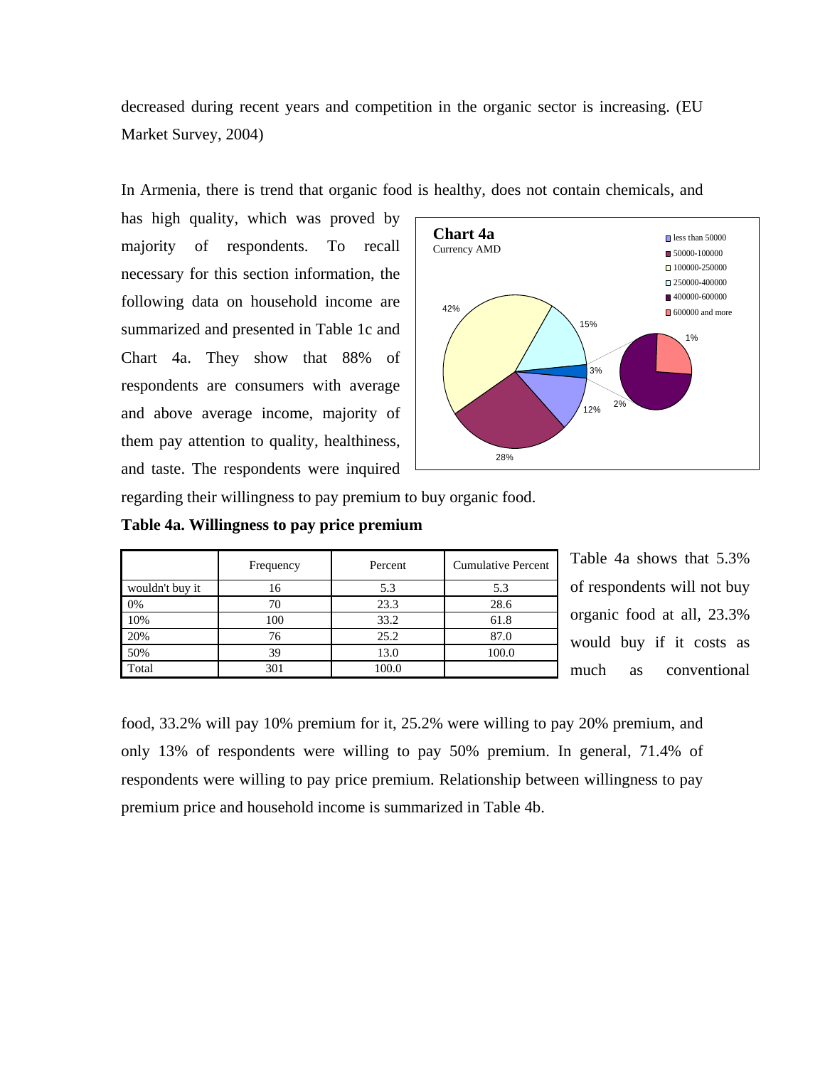decreased during recent years and competition in the organic sector is increasing. (EU Market Survey, 2004)

In Armenia, there is trend that organic food is healthy, does not contain chemicals, and has high quality, which was proved by majority of respondents. To recall necessary for this section information, the following data on household income are summarized and presented in Table 1c and Chart 4a. They show that 88% of respondents are consumers with average and above average income, majority of them pay attention to quality, healthiness, and taste. The respondents were inquired regarding their willingness to pay premium to buy organic food.

**Chart 4a**
Currency AMD

- less than 50000
- 50000-100000
- 100000-250000
- 250000-400000
- 400000-600000
- 600000 and more

42%, 15%, 3%, 12%, 28%, 2%, 1%

**Table 4a. Willingness to pay price premium**

| | Frequency | Percent | Cumulative Percent |
|---|---|---|---|
| wouldn't buy it | 16 | 5.3 | 5.3 |
| 0% | 70 | 23.3 | 28.6 |
| 10% | 100 | 33.2 | 61.8 |
| 20% | 76 | 25.2 | 87.0 |
| 50% | 39 | 13.0 | 100.0 |
| Total | 301 | 100.0 | |

Table 4a shows that 5.3% of respondents will not buy organic food at all, 23.3% would buy if it costs as much as conventional food, 33.2% will pay 10% premium for it, 25.2% were willing to pay 20% premium, and only 13% of respondents were willing to pay 50% premium. In general, 71.4% of respondents were willing to pay price premium. Relationship between willingness to pay premium price and household income is summarized in Table 4b.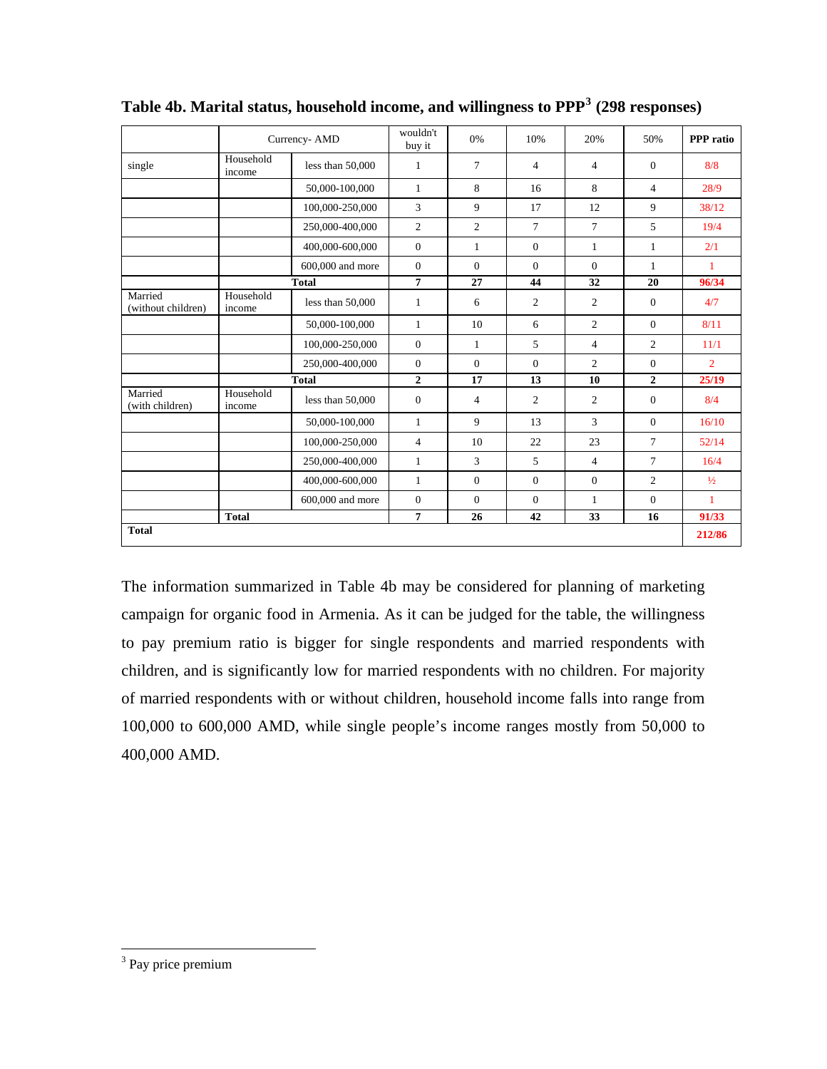**Table 4b. Marital status, household income, and willingness to PPP[3] (298 responses)**

| | Currency- AMD | | wouldn't buy it | 0% | 10% | 20% | 50% | PPP ratio |
|---|---|---|---|---|---|---|---|---|
| single | Household income | less than 50,000 | 1 | 7 | 4 | 4 | 0 | 8/8 |
| | | 50,000-100,000 | 1 | 8 | 16 | 8 | 4 | 28/9 |
| | | 100,000-250,000 | 3 | 9 | 17 | 12 | 9 | 38/12 |
| | | 250,000-400,000 | 2 | 2 | 7 | 7 | 5 | 19/4 |
| | | 400,000-600,000 | 0 | 1 | 0 | 1 | 1 | 2/1 |
| | | 600,000 and more | 0 | 0 | 0 | 0 | 1 | 1 |
| | **Total** | | **7** | **27** | **44** | **32** | **20** | **96/34** |
| Married (without children) | Household income | less than 50,000 | 1 | 6 | 2 | 2 | 0 | 4/7 |
| | | 50,000-100,000 | 1 | 10 | 6 | 2 | 0 | 8/11 |
| | | 100,000-250,000 | 0 | 1 | 5 | 4 | 2 | 11/1 |
| | | 250,000-400,000 | 0 | 0 | 0 | 2 | 0 | 2 |
| | **Total** | | **2** | **17** | **13** | **10** | **2** | **25/19** |
| Married (with children) | Household income | less than 50,000 | 0 | 4 | 2 | 2 | 0 | 8/4 |
| | | 50,000-100,000 | 1 | 9 | 13 | 3 | 0 | 16/10 |
| | | 100,000-250,000 | 4 | 10 | 22 | 23 | 7 | 52/14 |
| | | 250,000-400,000 | 1 | 3 | 5 | 4 | 7 | 16/4 |
| | | 400,000-600,000 | 1 | 0 | 0 | 0 | 2 | ½ |
| | | 600,000 and more | 0 | 0 | 0 | 1 | 0 | 1 |
| | **Total** | | **7** | **26** | **42** | **33** | **16** | **91/33** |
| **Total** | | | | | | | | **212/86** |

The information summarized in Table 4b may be considered for planning of marketing campaign for organic food in Armenia. As it can be judged for the table, the willingness to pay premium ratio is bigger for single respondents and married respondents with children, and is significantly low for married respondents with no children. For majority of married respondents with or without children, household income falls into range from 100,000 to 600,000 AMD, while single people's income ranges mostly from 50,000 to 400,000 AMD.

[3] Pay price premium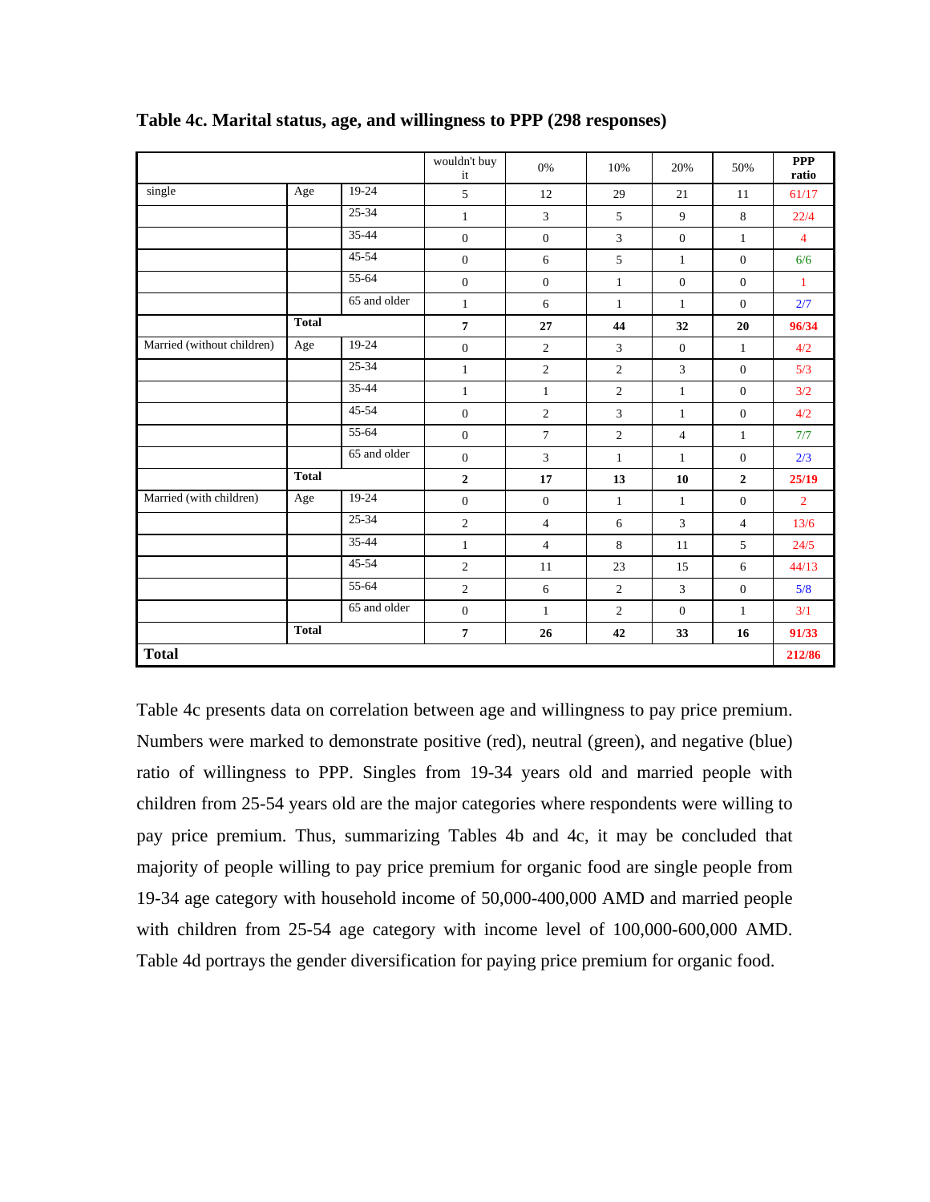**Table 4c. Marital status, age, and willingness to PPP (298 responses)**

| | | | wouldn't buy it | 0% | 10% | 20% | 50% | PPP ratio |
|---|---|---|---|---|---|---|---|---|
| single | Age | 19-24 | 5 | 12 | 29 | 21 | 11 | 61/17 |
| | | 25-34 | 1 | 3 | 5 | 9 | 8 | 22/4 |
| | | 35-44 | 0 | 0 | 3 | 0 | 1 | 4 |
| | | 45-54 | 0 | 6 | 5 | 1 | 0 | 6/6 |
| | | 55-64 | 0 | 0 | 1 | 0 | 0 | 1 |
| | | 65 and older | 1 | 6 | 1 | 1 | 0 | 2/7 |
| | **Total** | | **7** | **27** | **44** | **32** | **20** | **96/34** |
| Married (without children) | Age | 19-24 | 0 | 2 | 3 | 0 | 1 | 4/2 |
| | | 25-34 | 1 | 2 | 2 | 3 | 0 | 5/3 |
| | | 35-44 | 1 | 1 | 2 | 1 | 0 | 3/2 |
| | | 45-54 | 0 | 2 | 3 | 1 | 0 | 4/2 |
| | | 55-64 | 0 | 7 | 2 | 4 | 1 | 7/7 |
| | | 65 and older | 0 | 3 | 1 | 1 | 0 | 2/3 |
| | **Total** | | **2** | **17** | **13** | **10** | **2** | **25/19** |
| Married (with children) | Age | 19-24 | 0 | 0 | 1 | 1 | 0 | 2 |
| | | 25-34 | 2 | 4 | 6 | 3 | 4 | 13/6 |
| | | 35-44 | 1 | 4 | 8 | 11 | 5 | 24/5 |
| | | 45-54 | 2 | 11 | 23 | 15 | 6 | 44/13 |
| | | 55-64 | 2 | 6 | 2 | 3 | 0 | 5/8 |
| | | 65 and older | 0 | 1 | 2 | 0 | 1 | 3/1 |
| | **Total** | | **7** | **26** | **42** | **33** | **16** | **91/33** |
| **Total** | | | | | | | | **212/86** |

Table 4c presents data on correlation between age and willingness to pay price premium. Numbers were marked to demonstrate positive (red), neutral (green), and negative (blue) ratio of willingness to PPP. Singles from 19-34 years old and married people with children from 25-54 years old are the major categories where respondents were willing to pay price premium. Thus, summarizing Tables 4b and 4c, it may be concluded that majority of people willing to pay price premium for organic food are single people from 19-34 age category with household income of 50,000-400,000 AMD and married people with children from 25-54 age category with income level of 100,000-600,000 AMD. Table 4d portrays the gender diversification for paying price premium for organic food.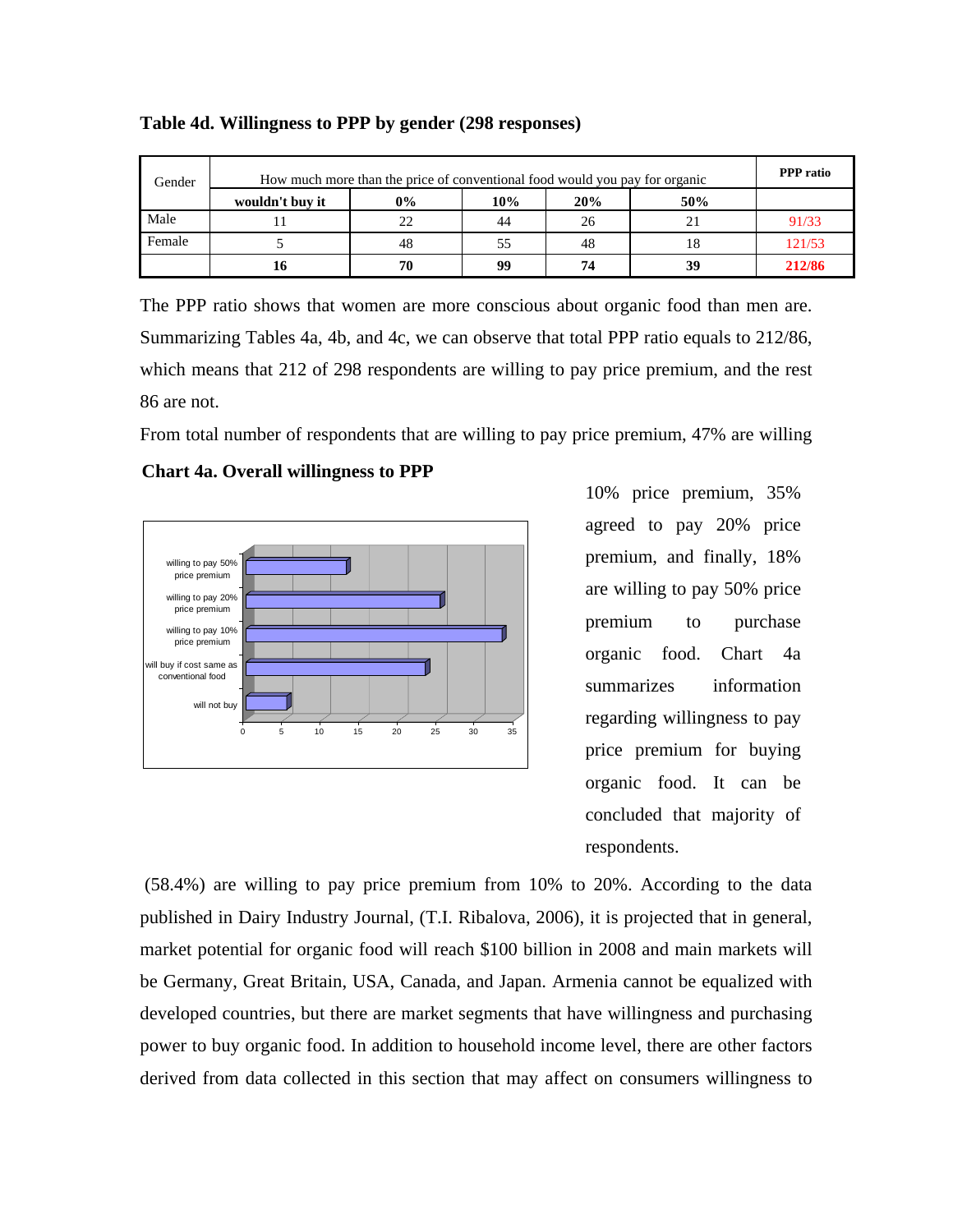**Table 4d. Willingness to PPP by gender (298 responses)**

| Gender | How much more than the price of conventional food would you pay for organic | | | | | PPP ratio |
|---|---|---|---|---|---|---|
| | **wouldn't buy it** | **0%** | **10%** | **20%** | **50%** | |
| Male | 11 | 22 | 44 | 26 | 21 | 91/33 |
| Female | 5 | 48 | 55 | 48 | 18 | 121/53 |
| | **16** | **70** | **99** | **74** | **39** | **212/86** |

The PPP ratio shows that women are more conscious about organic food than men are. Summarizing Tables 4a, 4b, and 4c, we can observe that total PPP ratio equals to 212/86, which means that 212 of 298 respondents are willing to pay price premium, and the rest 86 are not.

From total number of respondents that are willing to pay price premium, 47% are willing 10% price premium, 35% agreed to pay 20% price premium, and finally, 18% are willing to pay 50% price premium to purchase organic food. Chart 4a summarizes information regarding willingness to pay price premium for buying organic food. It can be concluded that majority of respondents.

**Chart 4a. Overall willingness to PPP**

(58.4%) are willing to pay price premium from 10% to 20%. According to the data published in Dairy Industry Journal, (T.I. Ribalova, 2006), it is projected that in general, market potential for organic food will reach $100 billion in 2008 and main markets will be Germany, Great Britain, USA, Canada, and Japan. Armenia cannot be equalized with developed countries, but there are market segments that have willingness and purchasing power to buy organic food. In addition to household income level, there are other factors derived from data collected in this section that may affect on consumers willingness to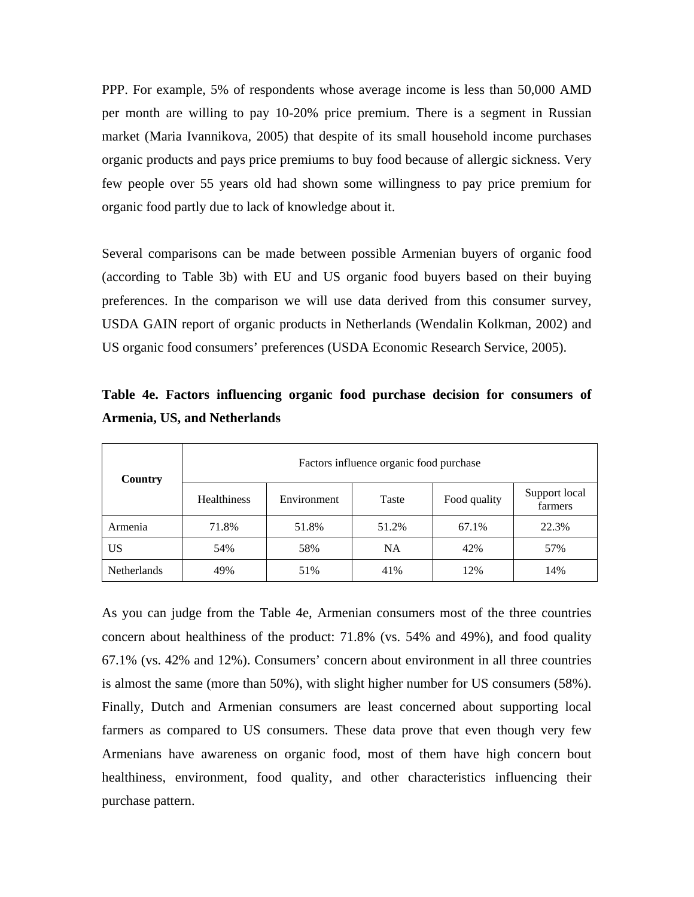PPP. For example, 5% of respondents whose average income is less than 50,000 AMD per month are willing to pay 10-20% price premium. There is a segment in Russian market (Maria Ivannikova, 2005) that despite of its small household income purchases organic products and pays price premiums to buy food because of allergic sickness. Very few people over 55 years old had shown some willingness to pay price premium for organic food partly due to lack of knowledge about it.

Several comparisons can be made between possible Armenian buyers of organic food (according to Table 3b) with EU and US organic food buyers based on their buying preferences. In the comparison we will use data derived from this consumer survey, USDA GAIN report of organic products in Netherlands (Wendalin Kolkman, 2002) and US organic food consumers' preferences (USDA Economic Research Service, 2005).

**Table 4e. Factors influencing organic food purchase decision for consumers of Armenia, US, and Netherlands**

| Country | Factors influence organic food purchase | | | | |
|---|---|---|---|---|---|
| | Healthiness | Environment | Taste | Food quality | Support local farmers |
| Armenia | 71.8% | 51.8% | 51.2% | 67.1% | 22.3% |
| US | 54% | 58% | NA | 42% | 57% |
| Netherlands | 49% | 51% | 41% | 12% | 14% |

As you can judge from the Table 4e, Armenian consumers most of the three countries concern about healthiness of the product: 71.8% (vs. 54% and 49%), and food quality 67.1% (vs. 42% and 12%). Consumers' concern about environment in all three countries is almost the same (more than 50%), with slight higher number for US consumers (58%). Finally, Dutch and Armenian consumers are least concerned about supporting local farmers as compared to US consumers. These data prove that even though very few Armenians have awareness on organic food, most of them have high concern bout healthiness, environment, food quality, and other characteristics influencing their purchase pattern.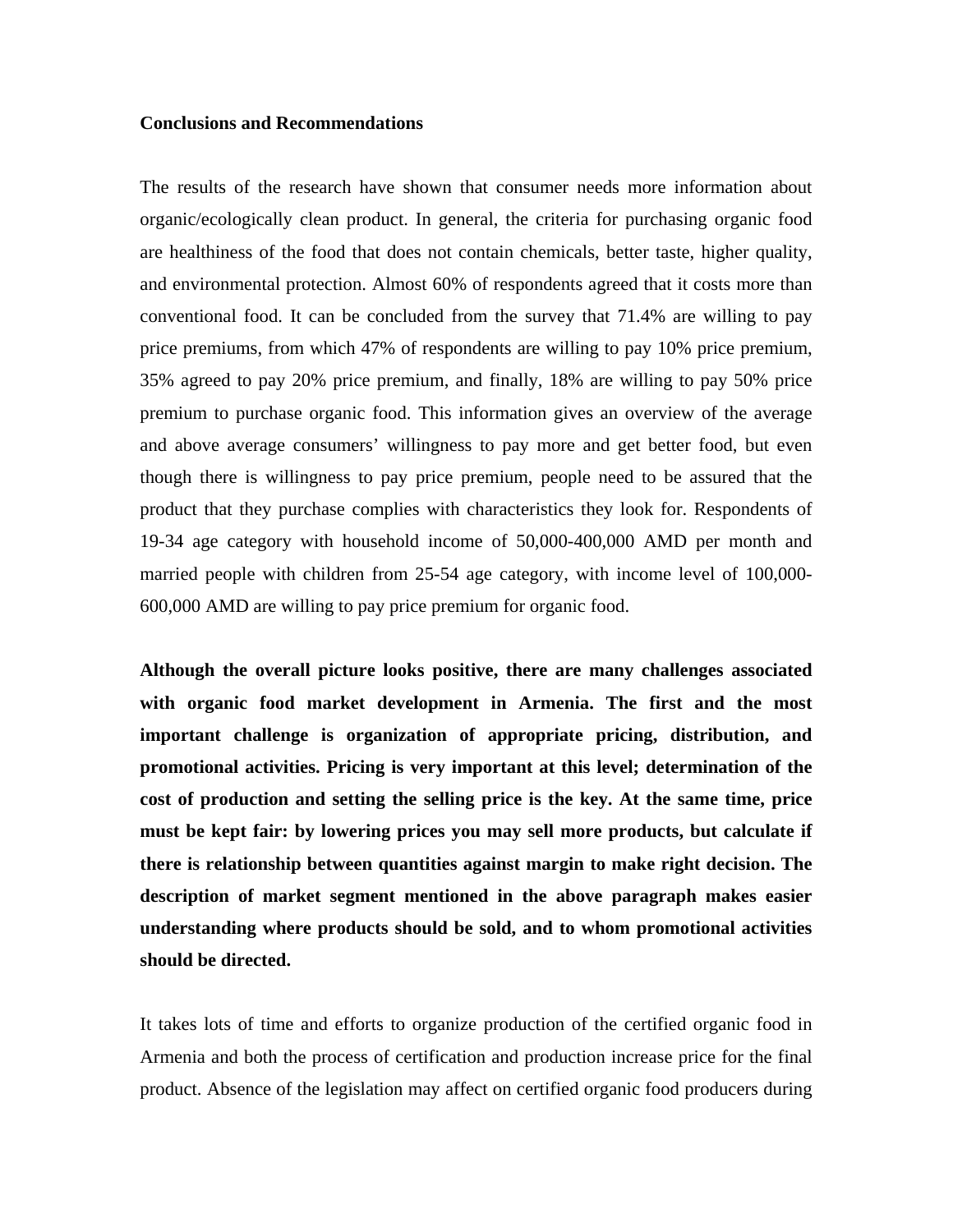**Conclusions and Recommendations**

The results of the research have shown that consumer needs more information about organic/ecologically clean product. In general, the criteria for purchasing organic food are healthiness of the food that does not contain chemicals, better taste, higher quality, and environmental protection. Almost 60% of respondents agreed that it costs more than conventional food. It can be concluded from the survey that 71.4% are willing to pay price premiums, from which 47% of respondents are willing to pay 10% price premium, 35% agreed to pay 20% price premium, and finally, 18% are willing to pay 50% price premium to purchase organic food. This information gives an overview of the average and above average consumers' willingness to pay more and get better food, but even though there is willingness to pay price premium, people need to be assured that the product that they purchase complies with characteristics they look for. Respondents of 19-34 age category with household income of 50,000-400,000 AMD per month and married people with children from 25-54 age category, with income level of 100,000-600,000 AMD are willing to pay price premium for organic food.

**Although the overall picture looks positive, there are many challenges associated with organic food market development in Armenia. The first and the most important challenge is organization of appropriate pricing, distribution, and promotional activities. Pricing is very important at this level; determination of the cost of production and setting the selling price is the key. At the same time, price must be kept fair: by lowering prices you may sell more products, but calculate if there is relationship between quantities against margin to make right decision. The description of market segment mentioned in the above paragraph makes easier understanding where products should be sold, and to whom promotional activities should be directed.**

It takes lots of time and efforts to organize production of the certified organic food in Armenia and both the process of certification and production increase price for the final product. Absence of the legislation may affect on certified organic food producers during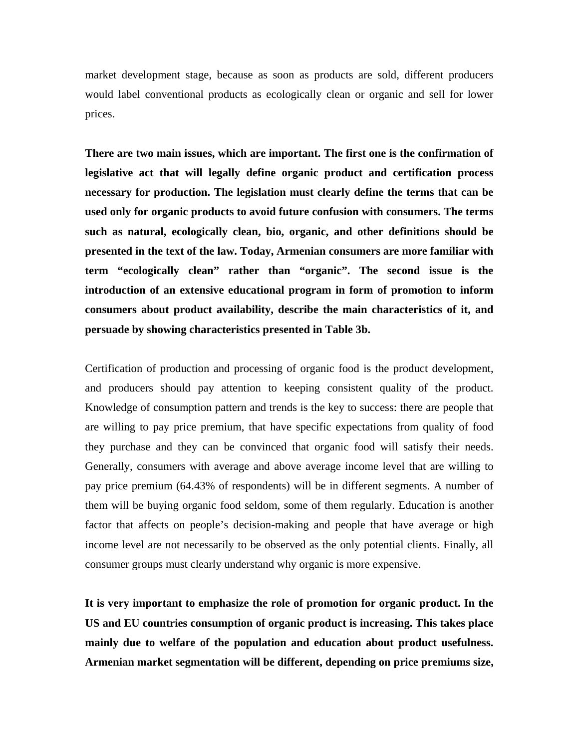market development stage, because as soon as products are sold, different producers would label conventional products as ecologically clean or organic and sell for lower prices.

**There are two main issues, which are important. The first one is the confirmation of legislative act that will legally define organic product and certification process necessary for production. The legislation must clearly define the terms that can be used only for organic products to avoid future confusion with consumers. The terms such as natural, ecologically clean, bio, organic, and other definitions should be presented in the text of the law. Today, Armenian consumers are more familiar with term "ecologically clean" rather than "organic". The second issue is the introduction of an extensive educational program in form of promotion to inform consumers about product availability, describe the main characteristics of it, and persuade by showing characteristics presented in Table 3b.**

Certification of production and processing of organic food is the product development, and producers should pay attention to keeping consistent quality of the product. Knowledge of consumption pattern and trends is the key to success: there are people that are willing to pay price premium, that have specific expectations from quality of food they purchase and they can be convinced that organic food will satisfy their needs. Generally, consumers with average and above average income level that are willing to pay price premium (64.43% of respondents) will be in different segments. A number of them will be buying organic food seldom, some of them regularly. Education is another factor that affects on people's decision-making and people that have average or high income level are not necessarily to be observed as the only potential clients. Finally, all consumer groups must clearly understand why organic is more expensive.

**It is very important to emphasize the role of promotion for organic product. In the US and EU countries consumption of organic product is increasing. This takes place mainly due to welfare of the population and education about product usefulness. Armenian market segmentation will be different, depending on price premiums size,**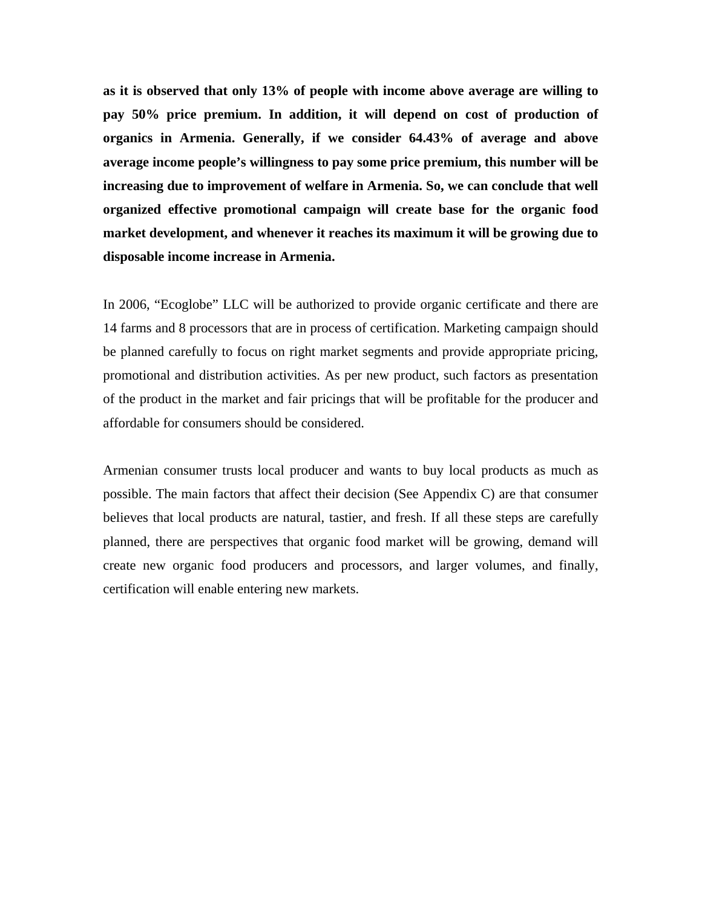**as it is observed that only 13% of people with income above average are willing to pay 50% price premium. In addition, it will depend on cost of production of organics in Armenia. Generally, if we consider 64.43% of average and above average income people's willingness to pay some price premium, this number will be increasing due to improvement of welfare in Armenia. So, we can conclude that well organized effective promotional campaign will create base for the organic food market development, and whenever it reaches its maximum it will be growing due to disposable income increase in Armenia.**

In 2006, "Ecoglobe" LLC will be authorized to provide organic certificate and there are 14 farms and 8 processors that are in process of certification. Marketing campaign should be planned carefully to focus on right market segments and provide appropriate pricing, promotional and distribution activities. As per new product, such factors as presentation of the product in the market and fair pricings that will be profitable for the producer and affordable for consumers should be considered.

Armenian consumer trusts local producer and wants to buy local products as much as possible. The main factors that affect their decision (See Appendix C) are that consumer believes that local products are natural, tastier, and fresh. If all these steps are carefully planned, there are perspectives that organic food market will be growing, demand will create new organic food producers and processors, and larger volumes, and finally, certification will enable entering new markets.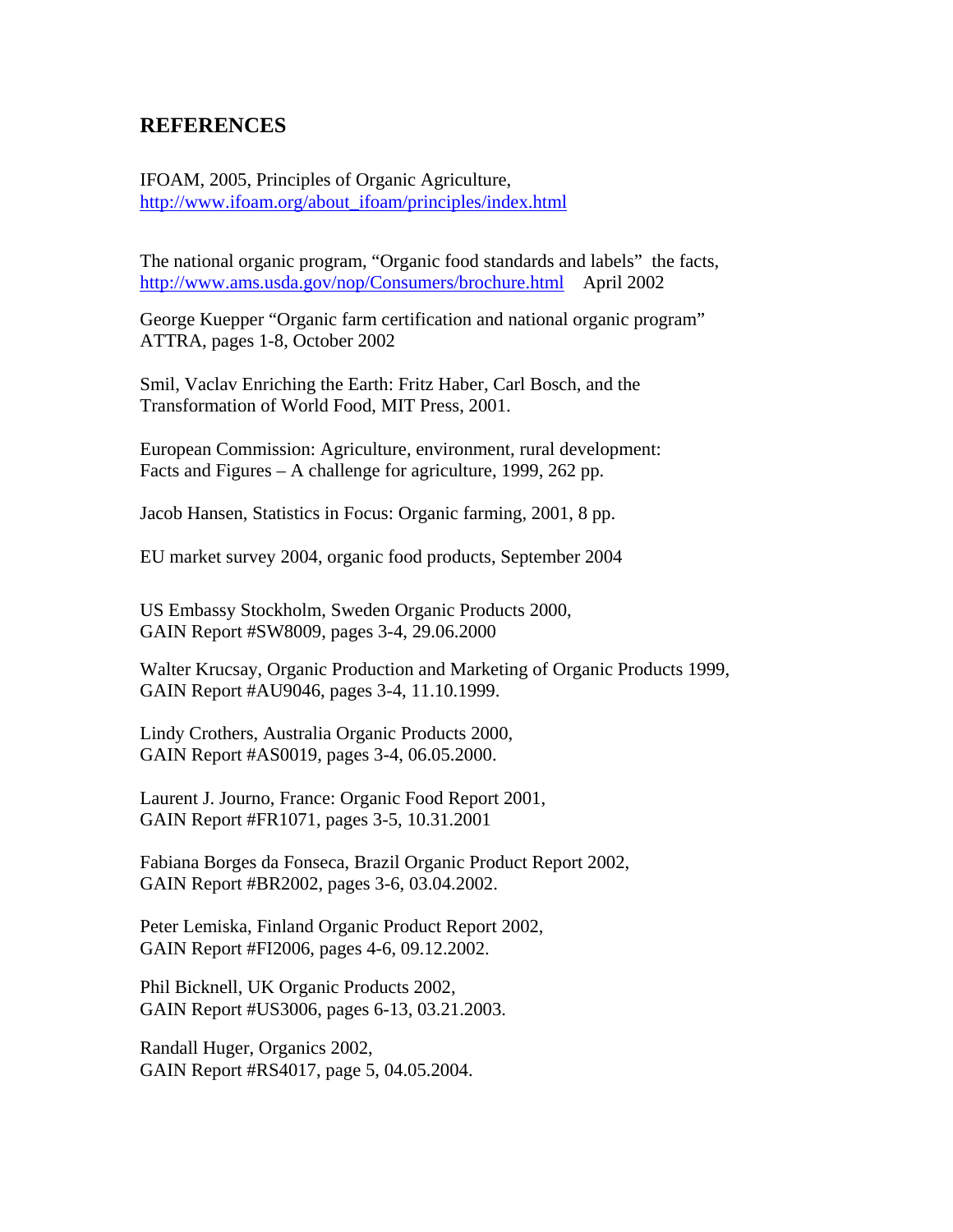## REFERENCES

IFOAM, 2005, Principles of Organic Agriculture,
http://www.ifoam.org/about_ifoam/principles/index.html

The national organic program, "Organic food standards and labels" the facts,
http://www.ams.usda.gov/nop/Consumers/brochure.html April 2002

George Kuepper "Organic farm certification and national organic program"
ATTRA, pages 1-8, October 2002

Smil, Vaclav Enriching the Earth: Fritz Haber, Carl Bosch, and the
Transformation of World Food, MIT Press, 2001.

European Commission: Agriculture, environment, rural development:
Facts and Figures – A challenge for agriculture, 1999, 262 pp.

Jacob Hansen, Statistics in Focus: Organic farming, 2001, 8 pp.

EU market survey 2004, organic food products, September 2004

US Embassy Stockholm, Sweden Organic Products 2000,
GAIN Report #SW8009, pages 3-4, 29.06.2000

Walter Krucsay, Organic Production and Marketing of Organic Products 1999,
GAIN Report #AU9046, pages 3-4, 11.10.1999.

Lindy Crothers, Australia Organic Products 2000,
GAIN Report #AS0019, pages 3-4, 06.05.2000.

Laurent J. Journo, France: Organic Food Report 2001,
GAIN Report #FR1071, pages 3-5, 10.31.2001

Fabiana Borges da Fonseca, Brazil Organic Product Report 2002,
GAIN Report #BR2002, pages 3-6, 03.04.2002.

Peter Lemiska, Finland Organic Product Report 2002,
GAIN Report #FI2006, pages 4-6, 09.12.2002.

Phil Bicknell, UK Organic Products 2002,
GAIN Report #US3006, pages 6-13, 03.21.2003.

Randall Huger, Organics 2002,
GAIN Report #RS4017, page 5, 04.05.2004.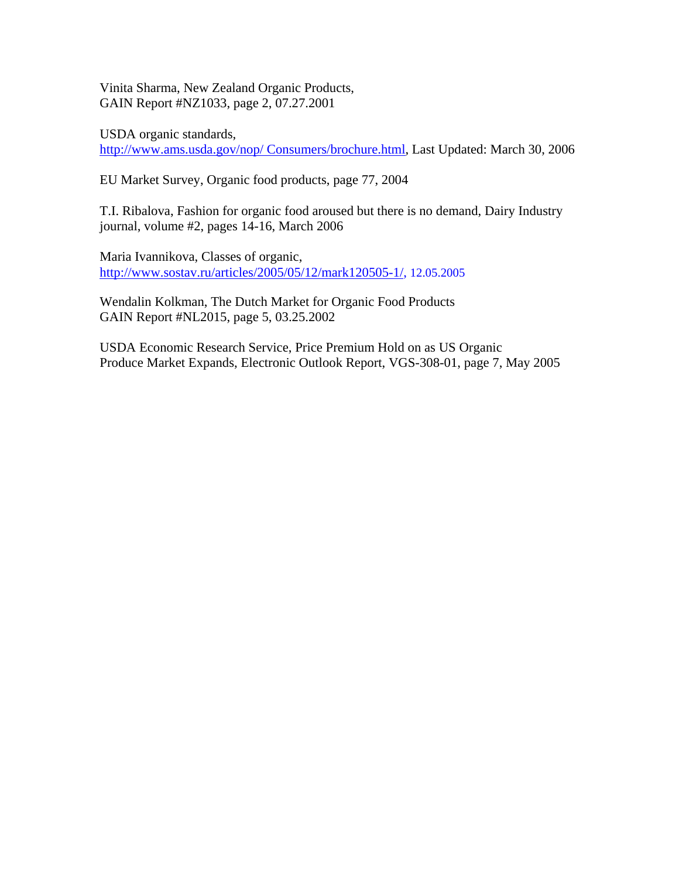Vinita Sharma, New Zealand Organic Products,
GAIN Report #NZ1033, page 2, 07.27.2001

USDA organic standards,
http://www.ams.usda.gov/nop/ Consumers/brochure.html, Last Updated: March 30, 2006

EU Market Survey, Organic food products, page 77, 2004

T.I. Ribalova, Fashion for organic food aroused but there is no demand, Dairy Industry journal, volume #2, pages 14-16, March 2006

Maria Ivannikova, Classes of organic,
http://www.sostav.ru/articles/2005/05/12/mark120505-1/, 12.05.2005

Wendalin Kolkman, The Dutch Market for Organic Food Products
GAIN Report #NL2015, page 5, 03.25.2002

USDA Economic Research Service, Price Premium Hold on as US Organic Produce Market Expands, Electronic Outlook Report, VGS-308-01, page 7, May 2005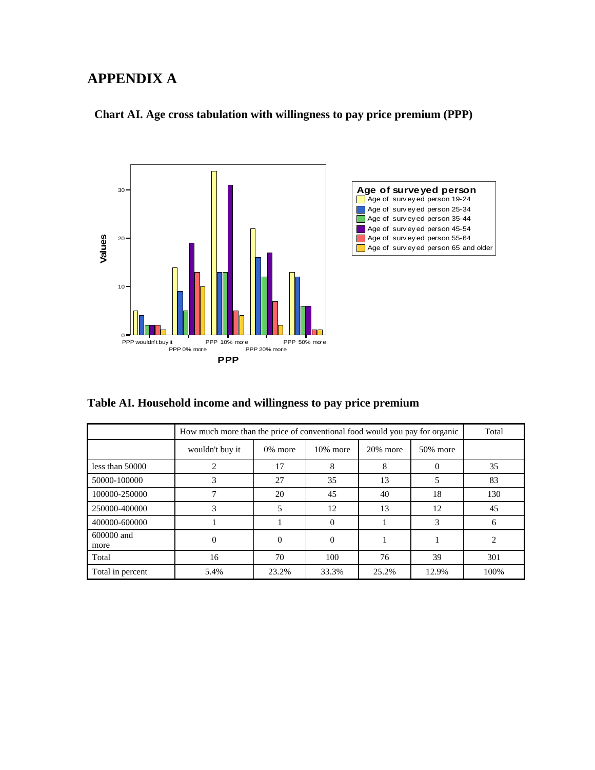# APPENDIX A

**Chart AI. Age cross tabulation with willingness to pay price premium (PPP)**

**Table AI. Household income and willingness to pay price premium**

| | How much more than the price of conventional food would you pay for organic | | | | | Total |
|---|---|---|---|---|---|---|
| | wouldn't buy it | 0% more | 10% more | 20% more | 50% more | |
| less than 50000 | 2 | 17 | 8 | 8 | 0 | 35 |
| 50000-100000 | 3 | 27 | 35 | 13 | 5 | 83 |
| 100000-250000 | 7 | 20 | 45 | 40 | 18 | 130 |
| 250000-400000 | 3 | 5 | 12 | 13 | 12 | 45 |
| 400000-600000 | 1 | 1 | 0 | 1 | 3 | 6 |
| 600000 and more | 0 | 0 | 0 | 1 | 1 | 2 |
| Total | 16 | 70 | 100 | 76 | 39 | 301 |
| Total in percent | 5.4% | 23.2% | 33.3% | 25.2% | 12.9% | 100% |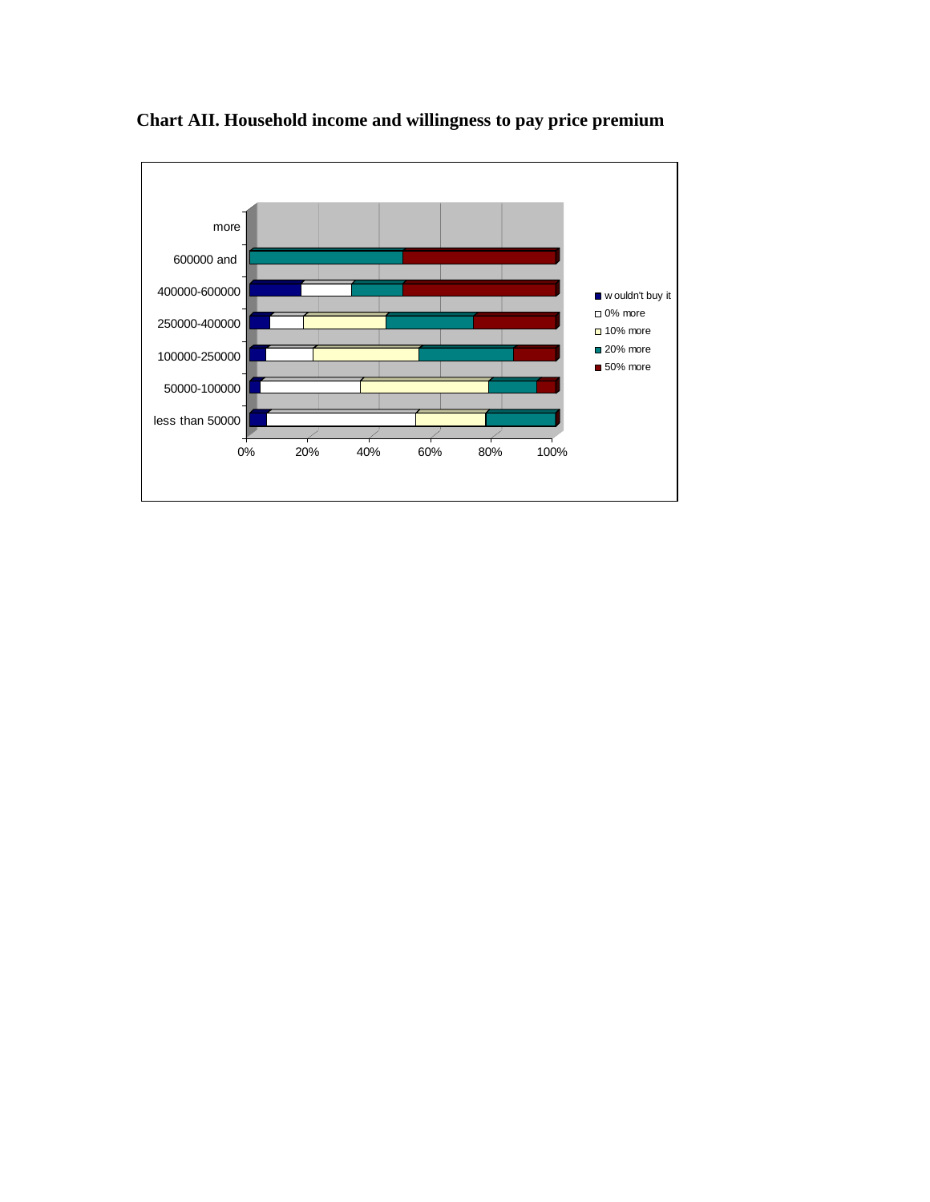**Chart AII. Household income and willingness to pay price premium**

more

600000 and

400000-600000

250000-400000

100000-250000

50000-100000

less than 50000

0% 20% 40% 60% 80% 100%

- w ouldn't buy it
- 0% more
- 10% more
- 20% more
- 50% more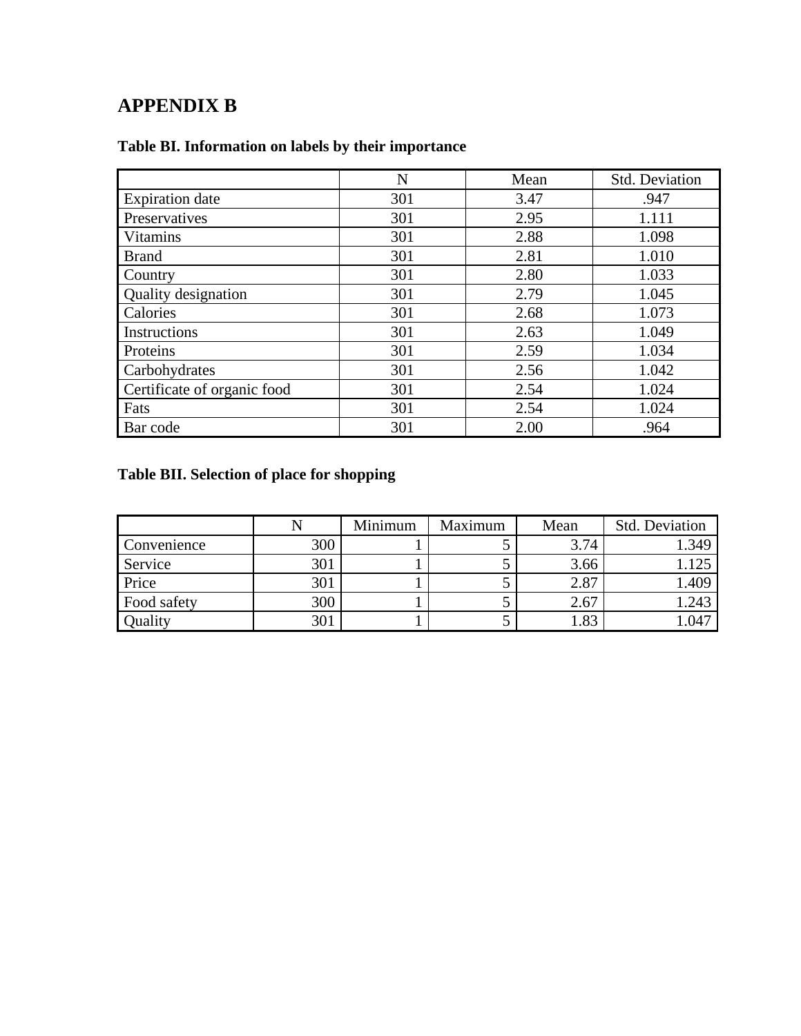# APPENDIX B

**Table BI. Information on labels by their importance**

| | N | Mean | Std. Deviation |
|---|---|---|---|
| Expiration date | 301 | 3.47 | .947 |
| Preservatives | 301 | 2.95 | 1.111 |
| Vitamins | 301 | 2.88 | 1.098 |
| Brand | 301 | 2.81 | 1.010 |
| Country | 301 | 2.80 | 1.033 |
| Quality designation | 301 | 2.79 | 1.045 |
| Calories | 301 | 2.68 | 1.073 |
| Instructions | 301 | 2.63 | 1.049 |
| Proteins | 301 | 2.59 | 1.034 |
| Carbohydrates | 301 | 2.56 | 1.042 |
| Certificate of organic food | 301 | 2.54 | 1.024 |
| Fats | 301 | 2.54 | 1.024 |
| Bar code | 301 | 2.00 | .964 |

**Table BII. Selection of place for shopping**

| | N | Minimum | Maximum | Mean | Std. Deviation |
|---|---|---|---|---|---|
| Convenience | 300 | 1 | 5 | 3.74 | 1.349 |
| Service | 301 | 1 | 5 | 3.66 | 1.125 |
| Price | 301 | 1 | 5 | 2.87 | 1.409 |
| Food safety | 300 | 1 | 5 | 2.67 | 1.243 |
| Quality | 301 | 1 | 5 | 1.83 | 1.047 |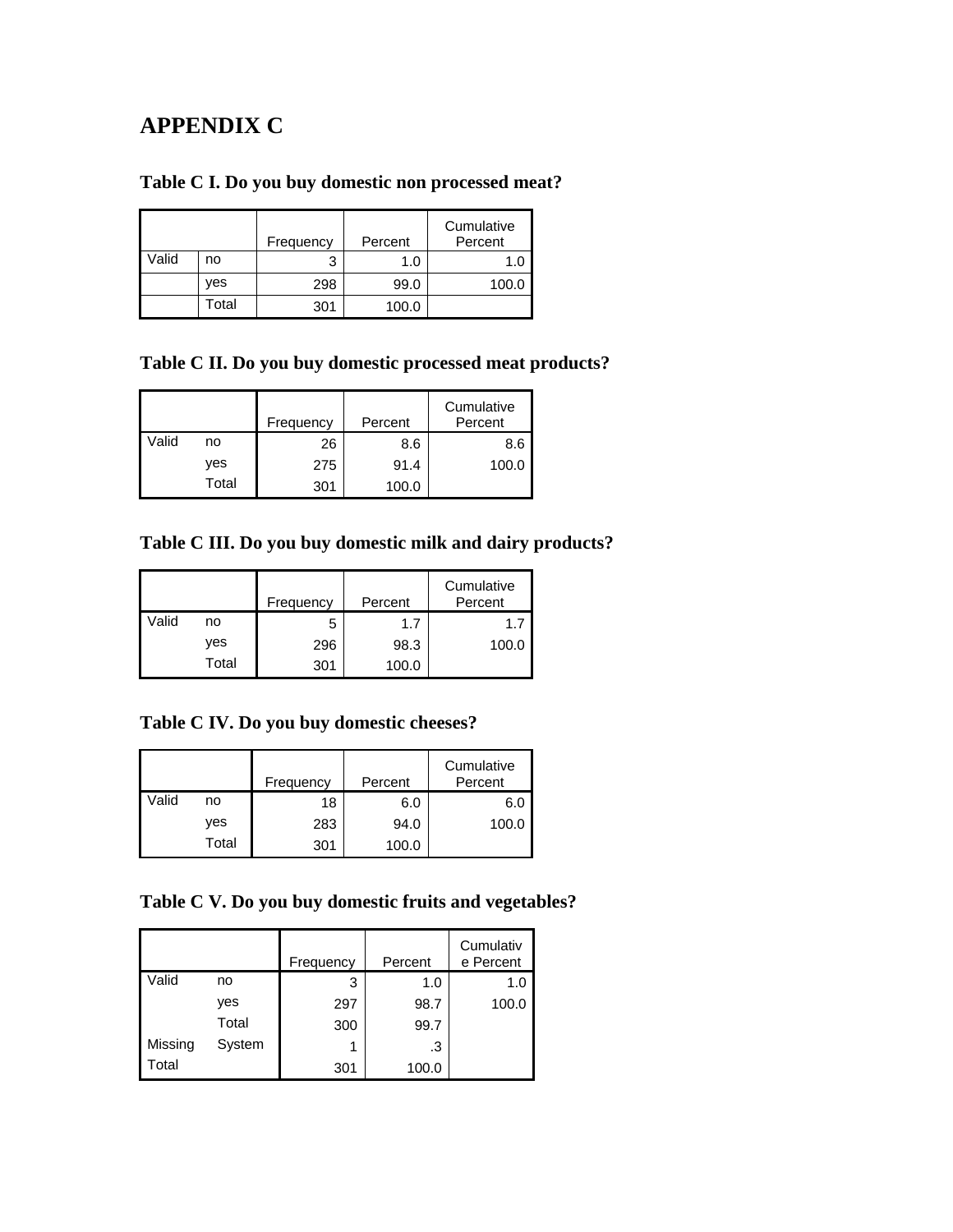# APPENDIX C

### Table C I. Do you buy domestic non processed meat?

| | | Frequency | Percent | Cumulative Percent |
|---|---|---|---|---|
| Valid | no | 3 | 1.0 | 1.0 |
| | yes | 298 | 99.0 | 100.0 |
| | Total | 301 | 100.0 | |

### Table C II. Do you buy domestic processed meat products?

| | | Frequency | Percent | Cumulative Percent |
|---|---|---|---|---|
| Valid | no | 26 | 8.6 | 8.6 |
| | yes | 275 | 91.4 | 100.0 |
| | Total | 301 | 100.0 | |

### Table C III. Do you buy domestic milk and dairy products?

| | | Frequency | Percent | Cumulative Percent |
|---|---|---|---|---|
| Valid | no | 5 | 1.7 | 1.7 |
| | yes | 296 | 98.3 | 100.0 |
| | Total | 301 | 100.0 | |

### Table C IV. Do you buy domestic cheeses?

| | | Frequency | Percent | Cumulative Percent |
|---|---|---|---|---|
| Valid | no | 18 | 6.0 | 6.0 |
| | yes | 283 | 94.0 | 100.0 |
| | Total | 301 | 100.0 | |

### Table C V. Do you buy domestic fruits and vegetables?

| | | Frequency | Percent | Cumulative Percent |
|---|---|---|---|---|
| Valid | no | 3 | 1.0 | 1.0 |
| | yes | 297 | 98.7 | 100.0 |
| | Total | 300 | 99.7 | |
| Missing | System | 1 | .3 | |
| Total | | 301 | 100.0 | |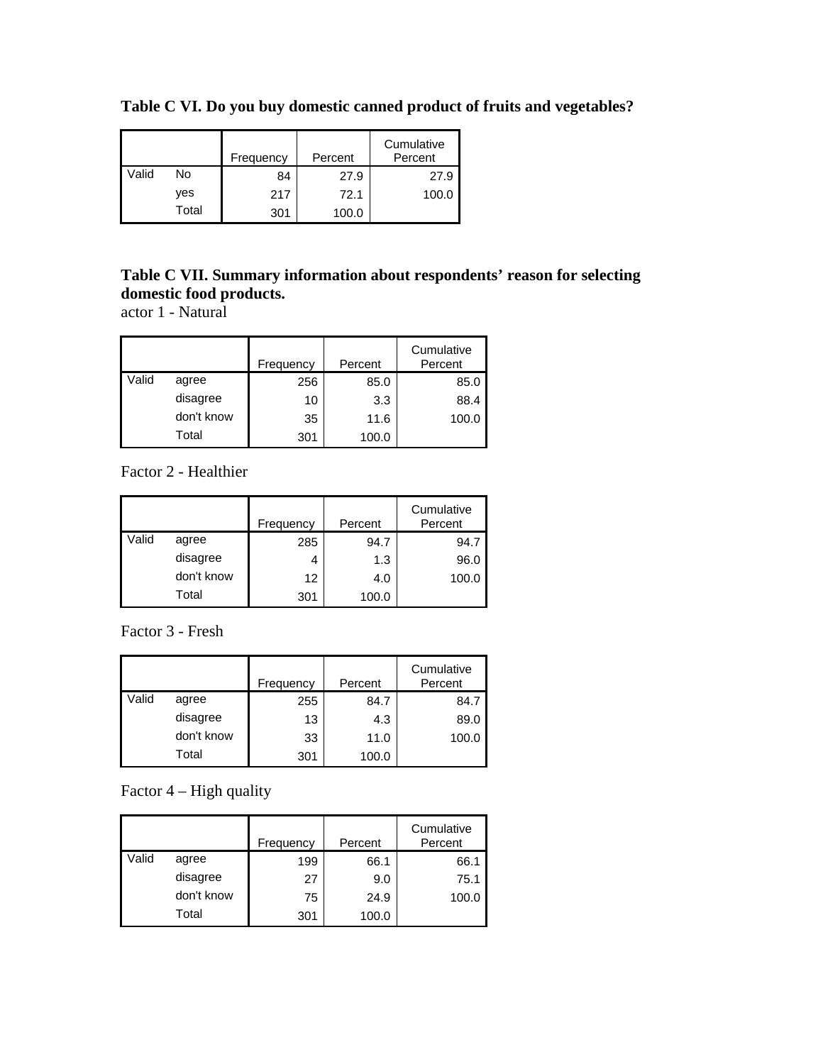**Table C VI. Do you buy domestic canned product of fruits and vegetables?**

| | | Frequency | Percent | Cumulative Percent |
|---|---|---|---|---|
| Valid | No | 84 | 27.9 | 27.9 |
| | yes | 217 | 72.1 | 100.0 |
| | Total | 301 | 100.0 | |

**Table C VII. Summary information about respondents' reason for selecting domestic food products.**

actor 1 - Natural

| | | Frequency | Percent | Cumulative Percent |
|---|---|---|---|---|
| Valid | agree | 256 | 85.0 | 85.0 |
| | disagree | 10 | 3.3 | 88.4 |
| | don't know | 35 | 11.6 | 100.0 |
| | Total | 301 | 100.0 | |

Factor 2 - Healthier

| | | Frequency | Percent | Cumulative Percent |
|---|---|---|---|---|
| Valid | agree | 285 | 94.7 | 94.7 |
| | disagree | 4 | 1.3 | 96.0 |
| | don't know | 12 | 4.0 | 100.0 |
| | Total | 301 | 100.0 | |

Factor 3 - Fresh

| | | Frequency | Percent | Cumulative Percent |
|---|---|---|---|---|
| Valid | agree | 255 | 84.7 | 84.7 |
| | disagree | 13 | 4.3 | 89.0 |
| | don't know | 33 | 11.0 | 100.0 |
| | Total | 301 | 100.0 | |

Factor 4 – High quality

| | | Frequency | Percent | Cumulative Percent |
|---|---|---|---|---|
| Valid | agree | 199 | 66.1 | 66.1 |
| | disagree | 27 | 9.0 | 75.1 |
| | don't know | 75 | 24.9 | 100.0 |
| | Total | 301 | 100.0 | |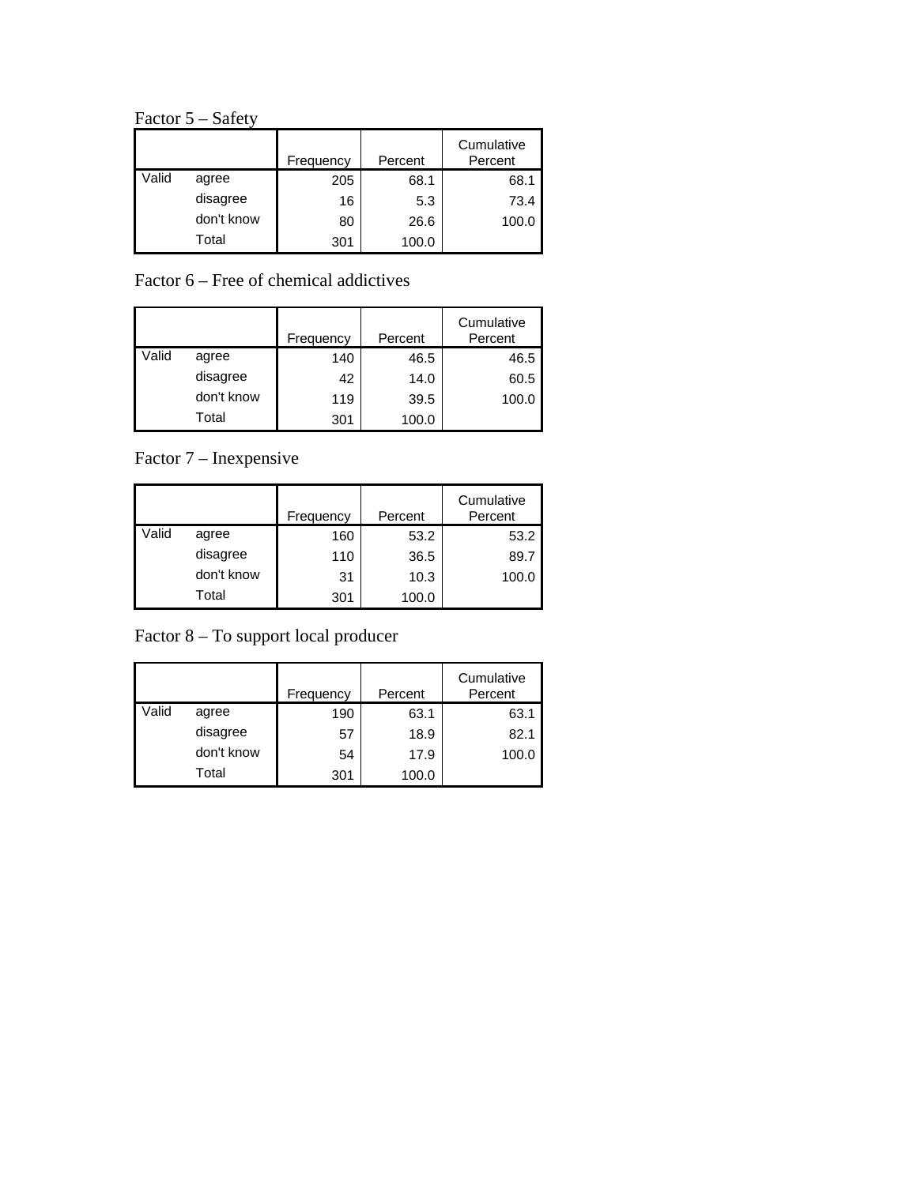Factor 5 – Safety

| | | Frequency | Percent | Cumulative Percent |
|---|---|---|---|---|
| Valid | agree | 205 | 68.1 | 68.1 |
| | disagree | 16 | 5.3 | 73.4 |
| | don't know | 80 | 26.6 | 100.0 |
| | Total | 301 | 100.0 | |

Factor 6 – Free of chemical addictives

| | | Frequency | Percent | Cumulative Percent |
|---|---|---|---|---|
| Valid | agree | 140 | 46.5 | 46.5 |
| | disagree | 42 | 14.0 | 60.5 |
| | don't know | 119 | 39.5 | 100.0 |
| | Total | 301 | 100.0 | |

Factor 7 – Inexpensive

| | | Frequency | Percent | Cumulative Percent |
|---|---|---|---|---|
| Valid | agree | 160 | 53.2 | 53.2 |
| | disagree | 110 | 36.5 | 89.7 |
| | don't know | 31 | 10.3 | 100.0 |
| | Total | 301 | 100.0 | |

Factor 8 – To support local producer

| | | Frequency | Percent | Cumulative Percent |
|---|---|---|---|---|
| Valid | agree | 190 | 63.1 | 63.1 |
| | disagree | 57 | 18.9 | 82.1 |
| | don't know | 54 | 17.9 | 100.0 |
| | Total | 301 | 100.0 | |